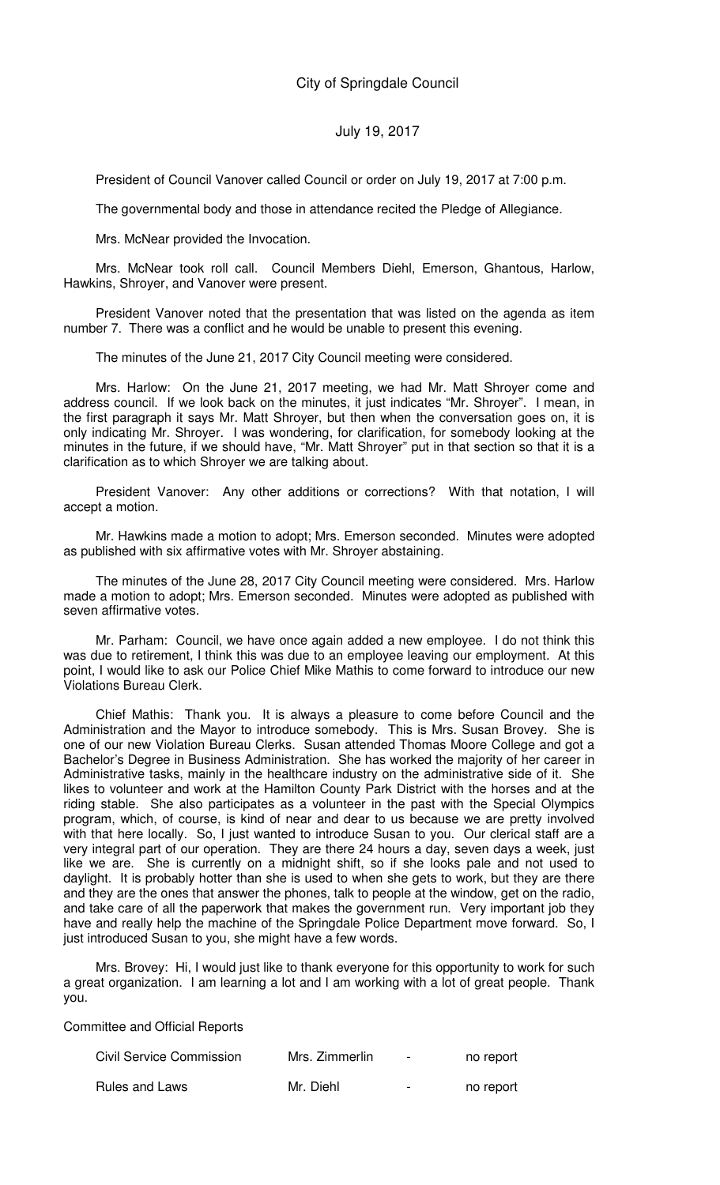# City of Springdale Council

July 19, 2017

President of Council Vanover called Council or order on July 19, 2017 at 7:00 p.m.

The governmental body and those in attendance recited the Pledge of Allegiance.

Mrs. McNear provided the Invocation.

Mrs. McNear took roll call. Council Members Diehl, Emerson, Ghantous, Harlow, Hawkins, Shroyer, and Vanover were present.

President Vanover noted that the presentation that was listed on the agenda as item number 7. There was a conflict and he would be unable to present this evening.

The minutes of the June 21, 2017 City Council meeting were considered.

Mrs. Harlow: On the June 21, 2017 meeting, we had Mr. Matt Shroyer come and address council. If we look back on the minutes, it just indicates "Mr. Shroyer". I mean, in the first paragraph it says Mr. Matt Shroyer, but then when the conversation goes on, it is only indicating Mr. Shroyer. I was wondering, for clarification, for somebody looking at the minutes in the future, if we should have, "Mr. Matt Shroyer" put in that section so that it is a clarification as to which Shroyer we are talking about.

President Vanover: Any other additions or corrections? With that notation, I will accept a motion.

Mr. Hawkins made a motion to adopt; Mrs. Emerson seconded. Minutes were adopted as published with six affirmative votes with Mr. Shroyer abstaining.

The minutes of the June 28, 2017 City Council meeting were considered. Mrs. Harlow made a motion to adopt; Mrs. Emerson seconded. Minutes were adopted as published with seven affirmative votes.

Mr. Parham: Council, we have once again added a new employee. I do not think this was due to retirement, I think this was due to an employee leaving our employment. At this point, I would like to ask our Police Chief Mike Mathis to come forward to introduce our new Violations Bureau Clerk.

Chief Mathis: Thank you. It is always a pleasure to come before Council and the Administration and the Mayor to introduce somebody. This is Mrs. Susan Brovey. She is one of our new Violation Bureau Clerks. Susan attended Thomas Moore College and got a Bachelor's Degree in Business Administration. She has worked the majority of her career in Administrative tasks, mainly in the healthcare industry on the administrative side of it. She likes to volunteer and work at the Hamilton County Park District with the horses and at the riding stable. She also participates as a volunteer in the past with the Special Olympics program, which, of course, is kind of near and dear to us because we are pretty involved with that here locally. So, I just wanted to introduce Susan to you. Our clerical staff are a very integral part of our operation. They are there 24 hours a day, seven days a week, just like we are. She is currently on a midnight shift, so if she looks pale and not used to daylight. It is probably hotter than she is used to when she gets to work, but they are there and they are the ones that answer the phones, talk to people at the window, get on the radio, and take care of all the paperwork that makes the government run. Very important job they have and really help the machine of the Springdale Police Department move forward. So, I just introduced Susan to you, she might have a few words.

Mrs. Brovey: Hi, I would just like to thank everyone for this opportunity to work for such a great organization. I am learning a lot and I am working with a lot of great people. Thank you.

Committee and Official Reports

| | | | |
|---|---|---|---|
| Civil Service Commission | Mrs. Zimmerlin | - | no report |
| Rules and Laws | Mr. Diehl | - | no report |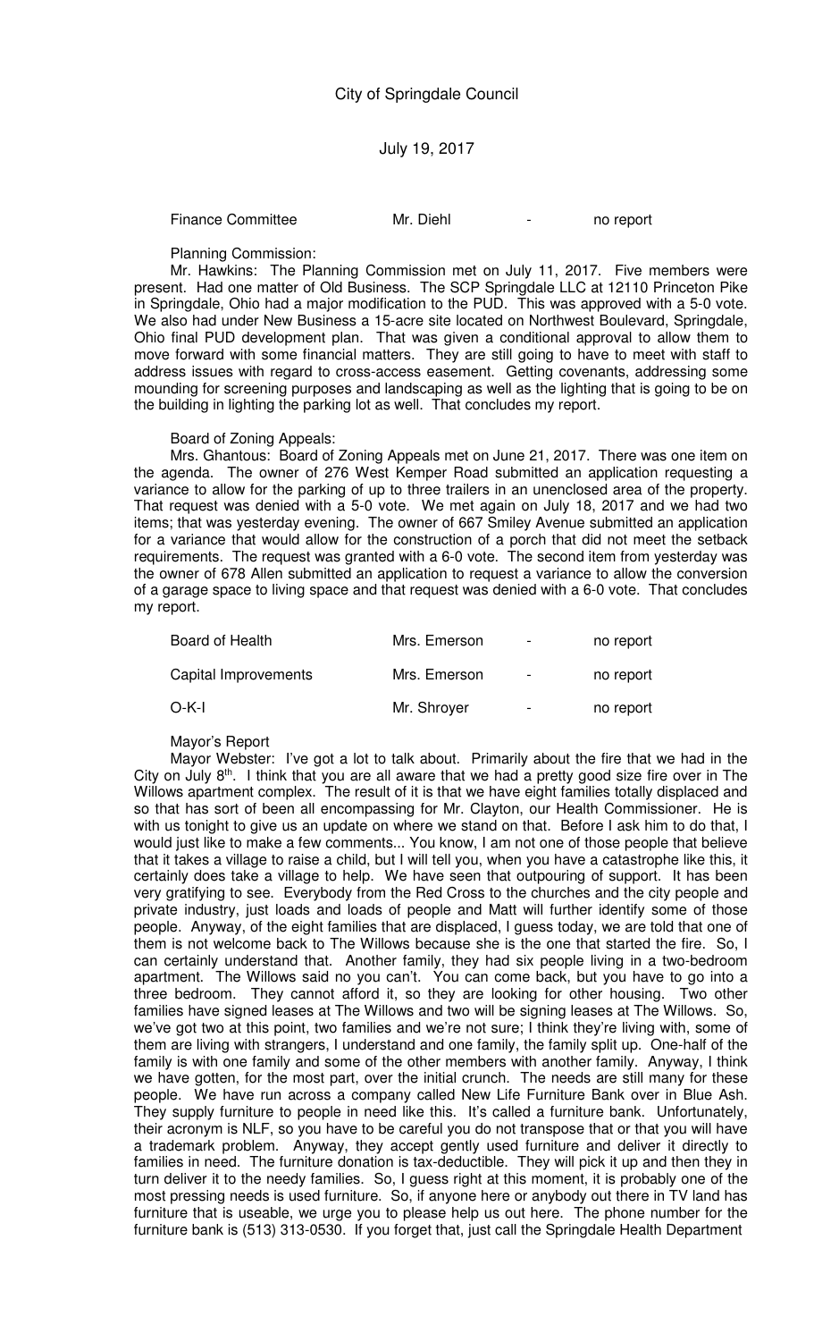Finance Committee Mr. Diehl - no report

Planning Commission:

Mr. Hawkins: The Planning Commission met on July 11, 2017. Five members were present. Had one matter of Old Business. The SCP Springdale LLC at 12110 Princeton Pike in Springdale, Ohio had a major modification to the PUD. This was approved with a 5-0 vote. We also had under New Business a 15-acre site located on Northwest Boulevard, Springdale, Ohio final PUD development plan. That was given a conditional approval to allow them to move forward with some financial matters. They are still going to have to meet with staff to address issues with regard to cross-access easement. Getting covenants, addressing some mounding for screening purposes and landscaping as well as the lighting that is going to be on the building in lighting the parking lot as well. That concludes my report.

Board of Zoning Appeals:

Mrs. Ghantous: Board of Zoning Appeals met on June 21, 2017. There was one item on the agenda. The owner of 276 West Kemper Road submitted an application requesting a variance to allow for the parking of up to three trailers in an unenclosed area of the property. That request was denied with a 5-0 vote. We met again on July 18, 2017 and we had two items; that was yesterday evening. The owner of 667 Smiley Avenue submitted an application for a variance that would allow for the construction of a porch that did not meet the setback requirements. The request was granted with a 6-0 vote. The second item from yesterday was the owner of 678 Allen submitted an application to request a variance to allow the conversion of a garage space to living space and that request was denied with a 6-0 vote. That concludes my report.

Board of Health Mrs. Emerson - no report

Capital Improvements Mrs. Emerson - no report

O-K-I Mr. Shroyer - no report

Mayor's Report

Mayor Webster: I've got a lot to talk about. Primarily about the fire that we had in the City on July 8th. I think that you are all aware that we had a pretty good size fire over in The Willows apartment complex. The result of it is that we have eight families totally displaced and so that has sort of been all encompassing for Mr. Clayton, our Health Commissioner. He is with us tonight to give us an update on where we stand on that. Before I ask him to do that, I would just like to make a few comments... You know, I am not one of those people that believe that it takes a village to raise a child, but I will tell you, when you have a catastrophe like this, it certainly does take a village to help. We have seen that outpouring of support. It has been very gratifying to see. Everybody from the Red Cross to the churches and the city people and private industry, just loads and loads of people and Matt will further identify some of those people. Anyway, of the eight families that are displaced, I guess today, we are told that one of them is not welcome back to The Willows because she is the one that started the fire. So, I can certainly understand that. Another family, they had six people living in a two-bedroom apartment. The Willows said no you can't. You can come back, but you have to go into a three bedroom. They cannot afford it, so they are looking for other housing. Two other families have signed leases at The Willows and two will be signing leases at The Willows. So, we've got two at this point, two families and we're not sure; I think they're living with, some of them are living with strangers, I understand and one family, the family split up. One-half of the family is with one family and some of the other members with another family. Anyway, I think we have gotten, for the most part, over the initial crunch. The needs are still many for these people. We have run across a company called New Life Furniture Bank over in Blue Ash. They supply furniture to people in need like this. It's called a furniture bank. Unfortunately, their acronym is NLF, so you have to be careful you do not transpose that or that you will have a trademark problem. Anyway, they accept gently used furniture and deliver it directly to families in need. The furniture donation is tax-deductible. They will pick it up and then they in turn deliver it to the needy families. So, I guess right at this moment, it is probably one of the most pressing needs is used furniture. So, if anyone here or anybody out there in TV land has furniture that is useable, we urge you to please help us out here. The phone number for the furniture bank is (513) 313-0530. If you forget that, just call the Springdale Health Department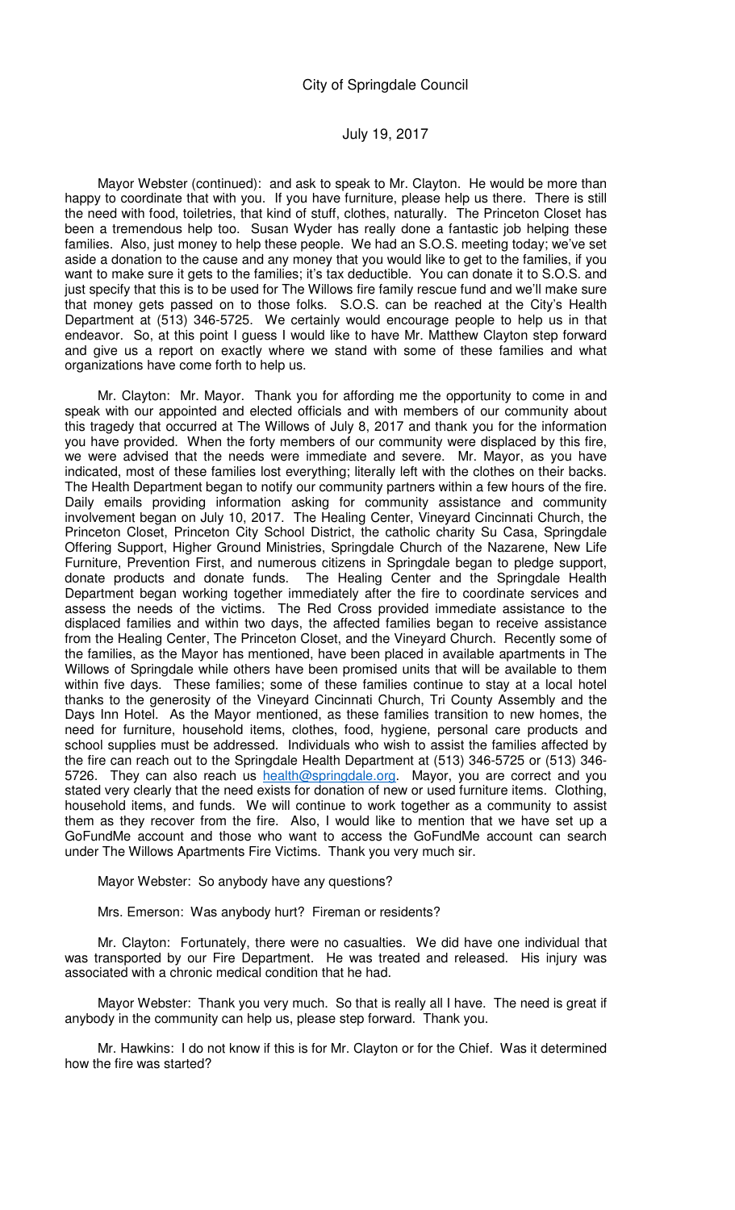Mayor Webster (continued): and ask to speak to Mr. Clayton. He would be more than happy to coordinate that with you. If you have furniture, please help us there. There is still the need with food, toiletries, that kind of stuff, clothes, naturally. The Princeton Closet has been a tremendous help too. Susan Wyder has really done a fantastic job helping these families. Also, just money to help these people. We had an S.O.S. meeting today; we've set aside a donation to the cause and any money that you would like to get to the families, if you want to make sure it gets to the families; it's tax deductible. You can donate it to S.O.S. and just specify that this is to be used for The Willows fire family rescue fund and we'll make sure that money gets passed on to those folks. S.O.S. can be reached at the City's Health Department at (513) 346-5725. We certainly would encourage people to help us in that endeavor. So, at this point I guess I would like to have Mr. Matthew Clayton step forward and give us a report on exactly where we stand with some of these families and what organizations have come forth to help us.

Mr. Clayton: Mr. Mayor. Thank you for affording me the opportunity to come in and speak with our appointed and elected officials and with members of our community about this tragedy that occurred at The Willows of July 8, 2017 and thank you for the information you have provided. When the forty members of our community were displaced by this fire, we were advised that the needs were immediate and severe. Mr. Mayor, as you have indicated, most of these families lost everything; literally left with the clothes on their backs. The Health Department began to notify our community partners within a few hours of the fire. Daily emails providing information asking for community assistance and community involvement began on July 10, 2017. The Healing Center, Vineyard Cincinnati Church, the Princeton Closet, Princeton City School District, the catholic charity Su Casa, Springdale Offering Support, Higher Ground Ministries, Springdale Church of the Nazarene, New Life Furniture, Prevention First, and numerous citizens in Springdale began to pledge support, donate products and donate funds. The Healing Center and the Springdale Health Department began working together immediately after the fire to coordinate services and assess the needs of the victims. The Red Cross provided immediate assistance to the displaced families and within two days, the affected families began to receive assistance from the Healing Center, The Princeton Closet, and the Vineyard Church. Recently some of the families, as the Mayor has mentioned, have been placed in available apartments in The Willows of Springdale while others have been promised units that will be available to them within five days. These families; some of these families continue to stay at a local hotel thanks to the generosity of the Vineyard Cincinnati Church, Tri County Assembly and the Days Inn Hotel. As the Mayor mentioned, as these families transition to new homes, the need for furniture, household items, clothes, food, hygiene, personal care products and school supplies must be addressed. Individuals who wish to assist the families affected by the fire can reach out to the Springdale Health Department at (513) 346-5725 or (513) 346-5726. They can also reach us health@springdale.org. Mayor, you are correct and you stated very clearly that the need exists for donation of new or used furniture items. Clothing, household items, and funds. We will continue to work together as a community to assist them as they recover from the fire. Also, I would like to mention that we have set up a GoFundMe account and those who want to access the GoFundMe account can search under The Willows Apartments Fire Victims. Thank you very much sir.

Mayor Webster: So anybody have any questions?

Mrs. Emerson: Was anybody hurt? Fireman or residents?

Mr. Clayton: Fortunately, there were no casualties. We did have one individual that was transported by our Fire Department. He was treated and released. His injury was associated with a chronic medical condition that he had.

Mayor Webster: Thank you very much. So that is really all I have. The need is great if anybody in the community can help us, please step forward. Thank you.

Mr. Hawkins: I do not know if this is for Mr. Clayton or for the Chief. Was it determined how the fire was started?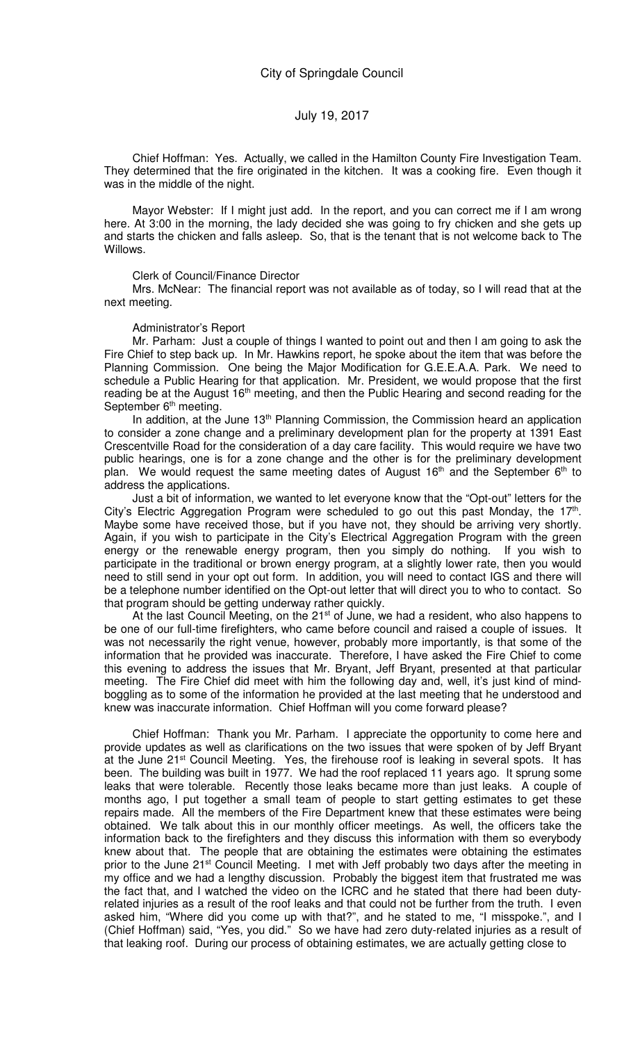Chief Hoffman: Yes. Actually, we called in the Hamilton County Fire Investigation Team. They determined that the fire originated in the kitchen. It was a cooking fire. Even though it was in the middle of the night.

Mayor Webster: If I might just add. In the report, and you can correct me if I am wrong here. At 3:00 in the morning, the lady decided she was going to fry chicken and she gets up and starts the chicken and falls asleep. So, that is the tenant that is not welcome back to The Willows.

Clerk of Council/Finance Director

Mrs. McNear: The financial report was not available as of today, so I will read that at the next meeting.

Administrator's Report

Mr. Parham: Just a couple of things I wanted to point out and then I am going to ask the Fire Chief to step back up. In Mr. Hawkins report, he spoke about the item that was before the Planning Commission. One being the Major Modification for G.E.E.A.A. Park. We need to schedule a Public Hearing for that application. Mr. President, we would propose that the first reading be at the August 16th meeting, and then the Public Hearing and second reading for the September 6th meeting.

In addition, at the June 13th Planning Commission, the Commission heard an application to consider a zone change and a preliminary development plan for the property at 1391 East Crescentville Road for the consideration of a day care facility. This would require we have two public hearings, one is for a zone change and the other is for the preliminary development plan. We would request the same meeting dates of August 16th and the September 6th to address the applications.

Just a bit of information, we wanted to let everyone know that the "Opt-out" letters for the City's Electric Aggregation Program were scheduled to go out this past Monday, the 17th. Maybe some have received those, but if you have not, they should be arriving very shortly. Again, if you wish to participate in the City's Electrical Aggregation Program with the green energy or the renewable energy program, then you simply do nothing. If you wish to participate in the traditional or brown energy program, at a slightly lower rate, then you would need to still send in your opt out form. In addition, you will need to contact IGS and there will be a telephone number identified on the Opt-out letter that will direct you to who to contact. So that program should be getting underway rather quickly.

At the last Council Meeting, on the 21st of June, we had a resident, who also happens to be one of our full-time firefighters, who came before council and raised a couple of issues. It was not necessarily the right venue, however, probably more importantly, is that some of the information that he provided was inaccurate. Therefore, I have asked the Fire Chief to come this evening to address the issues that Mr. Bryant, Jeff Bryant, presented at that particular meeting. The Fire Chief did meet with him the following day and, well, it's just kind of mind-boggling as to some of the information he provided at the last meeting that he understood and knew was inaccurate information. Chief Hoffman will you come forward please?

Chief Hoffman: Thank you Mr. Parham. I appreciate the opportunity to come here and provide updates as well as clarifications on the two issues that were spoken of by Jeff Bryant at the June 21st Council Meeting. Yes, the firehouse roof is leaking in several spots. It has been. The building was built in 1977. We had the roof replaced 11 years ago. It sprung some leaks that were tolerable. Recently those leaks became more than just leaks. A couple of months ago, I put together a small team of people to start getting estimates to get these repairs made. All the members of the Fire Department knew that these estimates were being obtained. We talk about this in our monthly officer meetings. As well, the officers take the information back to the firefighters and they discuss this information with them so everybody knew about that. The people that are obtaining the estimates were obtaining the estimates prior to the June 21st Council Meeting. I met with Jeff probably two days after the meeting in my office and we had a lengthy discussion. Probably the biggest item that frustrated me was the fact that, and I watched the video on the ICRC and he stated that there had been duty-related injuries as a result of the roof leaks and that could not be further from the truth. I even asked him, "Where did you come up with that?", and he stated to me, "I misspoke.", and I (Chief Hoffman) said, "Yes, you did." So we have had zero duty-related injuries as a result of that leaking roof. During our process of obtaining estimates, we are actually getting close to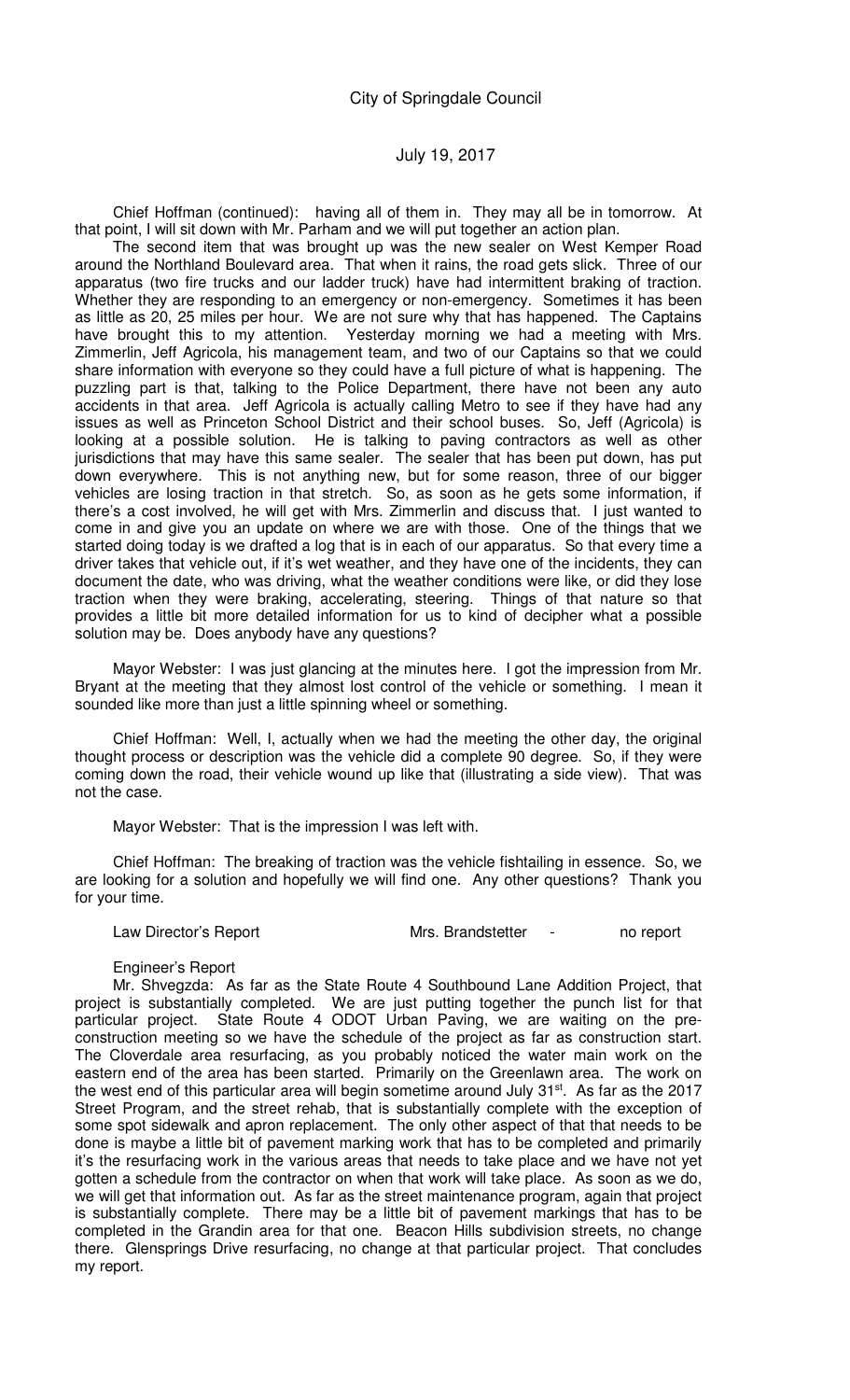Chief Hoffman (continued): having all of them in. They may all be in tomorrow. At that point, I will sit down with Mr. Parham and we will put together an action plan.

The second item that was brought up was the new sealer on West Kemper Road around the Northland Boulevard area. That when it rains, the road gets slick. Three of our apparatus (two fire trucks and our ladder truck) have had intermittent braking of traction. Whether they are responding to an emergency or non-emergency. Sometimes it has been as little as 20, 25 miles per hour. We are not sure why that has happened. The Captains have brought this to my attention. Yesterday morning we had a meeting with Mrs. Zimmerlin, Jeff Agricola, his management team, and two of our Captains so that we could share information with everyone so they could have a full picture of what is happening. The puzzling part is that, talking to the Police Department, there have not been any auto accidents in that area. Jeff Agricola is actually calling Metro to see if they have had any issues as well as Princeton School District and their school buses. So, Jeff (Agricola) is looking at a possible solution. He is talking to paving contractors as well as other jurisdictions that may have this same sealer. The sealer that has been put down, has put down everywhere. This is not anything new, but for some reason, three of our bigger vehicles are losing traction in that stretch. So, as soon as he gets some information, if there's a cost involved, he will get with Mrs. Zimmerlin and discuss that. I just wanted to come in and give you an update on where we are with those. One of the things that we started doing today is we drafted a log that is in each of our apparatus. So that every time a driver takes that vehicle out, if it's wet weather, and they have one of the incidents, they can document the date, who was driving, what the weather conditions were like, or did they lose traction when they were braking, accelerating, steering. Things of that nature so that provides a little bit more detailed information for us to kind of decipher what a possible solution may be. Does anybody have any questions?

Mayor Webster: I was just glancing at the minutes here. I got the impression from Mr. Bryant at the meeting that they almost lost control of the vehicle or something. I mean it sounded like more than just a little spinning wheel or something.

Chief Hoffman: Well, I, actually when we had the meeting the other day, the original thought process or description was the vehicle did a complete 90 degree. So, if they were coming down the road, their vehicle wound up like that (illustrating a side view). That was not the case.

Mayor Webster: That is the impression I was left with.

Chief Hoffman: The breaking of traction was the vehicle fishtailing in essence. So, we are looking for a solution and hopefully we will find one. Any other questions? Thank you for your time.

Law Director's Report Mrs. Brandstetter - no report

Engineer's Report

Mr. Shvegzda: As far as the State Route 4 Southbound Lane Addition Project, that project is substantially completed. We are just putting together the punch list for that particular project. State Route 4 ODOT Urban Paving, we are waiting on the pre-construction meeting so we have the schedule of the project as far as construction start. The Cloverdale area resurfacing, as you probably noticed the water main work on the eastern end of the area has been started. Primarily on the Greenlawn area. The work on the west end of this particular area will begin sometime around July 31st. As far as the 2017 Street Program, and the street rehab, that is substantially complete with the exception of some spot sidewalk and apron replacement. The only other aspect of that that needs to be done is maybe a little bit of pavement marking work that has to be completed and primarily it's the resurfacing work in the various areas that needs to take place and we have not yet gotten a schedule from the contractor on when that work will take place. As soon as we do, we will get that information out. As far as the street maintenance program, again that project is substantially complete. There may be a little bit of pavement markings that has to be completed in the Grandin area for that one. Beacon Hills subdivision streets, no change there. Glensprings Drive resurfacing, no change at that particular project. That concludes my report.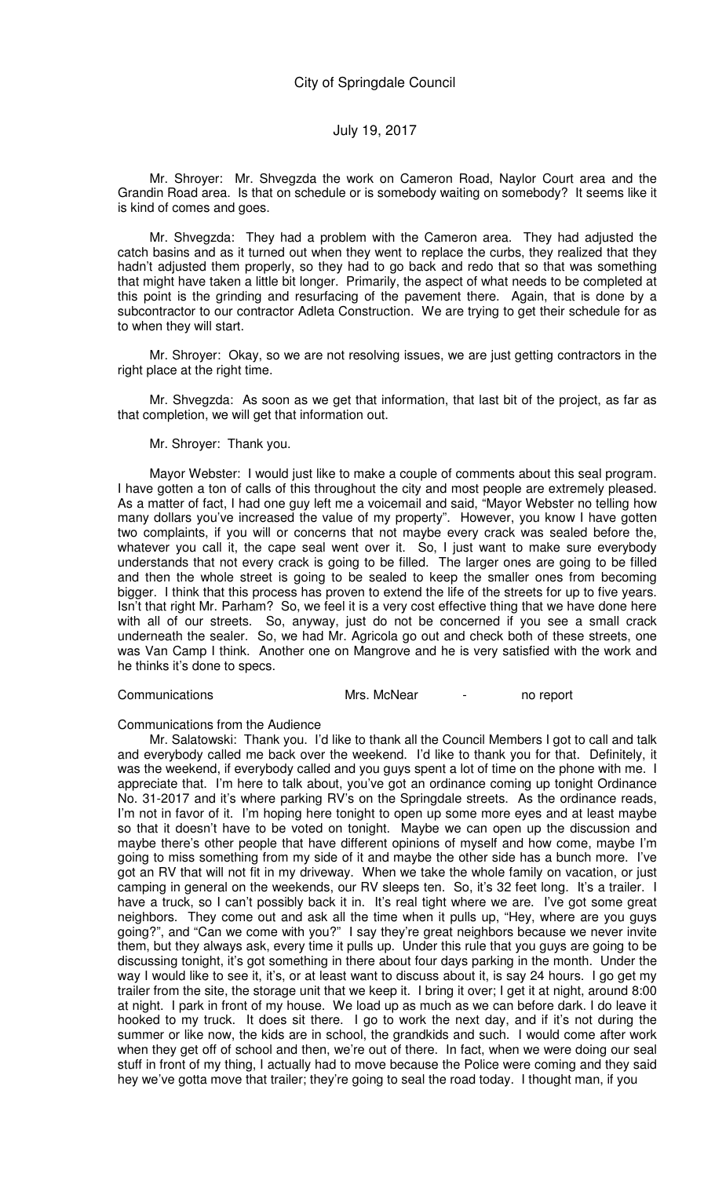Mr. Shroyer: Mr. Shvegzda the work on Cameron Road, Naylor Court area and the Grandin Road area. Is that on schedule or is somebody waiting on somebody? It seems like it is kind of comes and goes.

Mr. Shvegzda: They had a problem with the Cameron area. They had adjusted the catch basins and as it turned out when they went to replace the curbs, they realized that they hadn't adjusted them properly, so they had to go back and redo that so that was something that might have taken a little bit longer. Primarily, the aspect of what needs to be completed at this point is the grinding and resurfacing of the pavement there. Again, that is done by a subcontractor to our contractor Adleta Construction. We are trying to get their schedule for as to when they will start.

Mr. Shroyer: Okay, so we are not resolving issues, we are just getting contractors in the right place at the right time.

Mr. Shvegzda: As soon as we get that information, that last bit of the project, as far as that completion, we will get that information out.

Mr. Shroyer: Thank you.

Mayor Webster: I would just like to make a couple of comments about this seal program. I have gotten a ton of calls of this throughout the city and most people are extremely pleased. As a matter of fact, I had one guy left me a voicemail and said, "Mayor Webster no telling how many dollars you've increased the value of my property". However, you know I have gotten two complaints, if you will or concerns that not maybe every crack was sealed before the, whatever you call it, the cape seal went over it. So, I just want to make sure everybody understands that not every crack is going to be filled. The larger ones are going to be filled and then the whole street is going to be sealed to keep the smaller ones from becoming bigger. I think that this process has proven to extend the life of the streets for up to five years. Isn't that right Mr. Parham? So, we feel it is a very cost effective thing that we have done here with all of our streets. So, anyway, just do not be concerned if you see a small crack underneath the sealer. So, we had Mr. Agricola go out and check both of these streets, one was Van Camp I think. Another one on Mangrove and he is very satisfied with the work and he thinks it's done to specs.

Communications Mrs. McNear - no report

Communications from the Audience

Mr. Salatowski: Thank you. I'd like to thank all the Council Members I got to call and talk and everybody called me back over the weekend. I'd like to thank you for that. Definitely, it was the weekend, if everybody called and you guys spent a lot of time on the phone with me. I appreciate that. I'm here to talk about, you've got an ordinance coming up tonight Ordinance No. 31-2017 and it's where parking RV's on the Springdale streets. As the ordinance reads, I'm not in favor of it. I'm hoping here tonight to open up some more eyes and at least maybe so that it doesn't have to be voted on tonight. Maybe we can open up the discussion and maybe there's other people that have different opinions of myself and how come, maybe I'm going to miss something from my side of it and maybe the other side has a bunch more. I've got an RV that will not fit in my driveway. When we take the whole family on vacation, or just camping in general on the weekends, our RV sleeps ten. So, it's 32 feet long. It's a trailer. I have a truck, so I can't possibly back it in. It's real tight where we are. I've got some great neighbors. They come out and ask all the time when it pulls up, "Hey, where are you guys going?", and "Can we come with you?" I say they're great neighbors because we never invite them, but they always ask, every time it pulls up. Under this rule that you guys are going to be discussing tonight, it's got something in there about four days parking in the month. Under the way I would like to see it, it's, or at least want to discuss about it, is say 24 hours. I go get my trailer from the site, the storage unit that we keep it. I bring it over; I get it at night, around 8:00 at night. I park in front of my house. We load up as much as we can before dark. I do leave it hooked to my truck. It does sit there. I go to work the next day, and if it's not during the summer or like now, the kids are in school, the grandkids and such. I would come after work when they get off of school and then, we're out of there. In fact, when we were doing our seal stuff in front of my thing, I actually had to move because the Police were coming and they said hey we've gotta move that trailer; they're going to seal the road today. I thought man, if you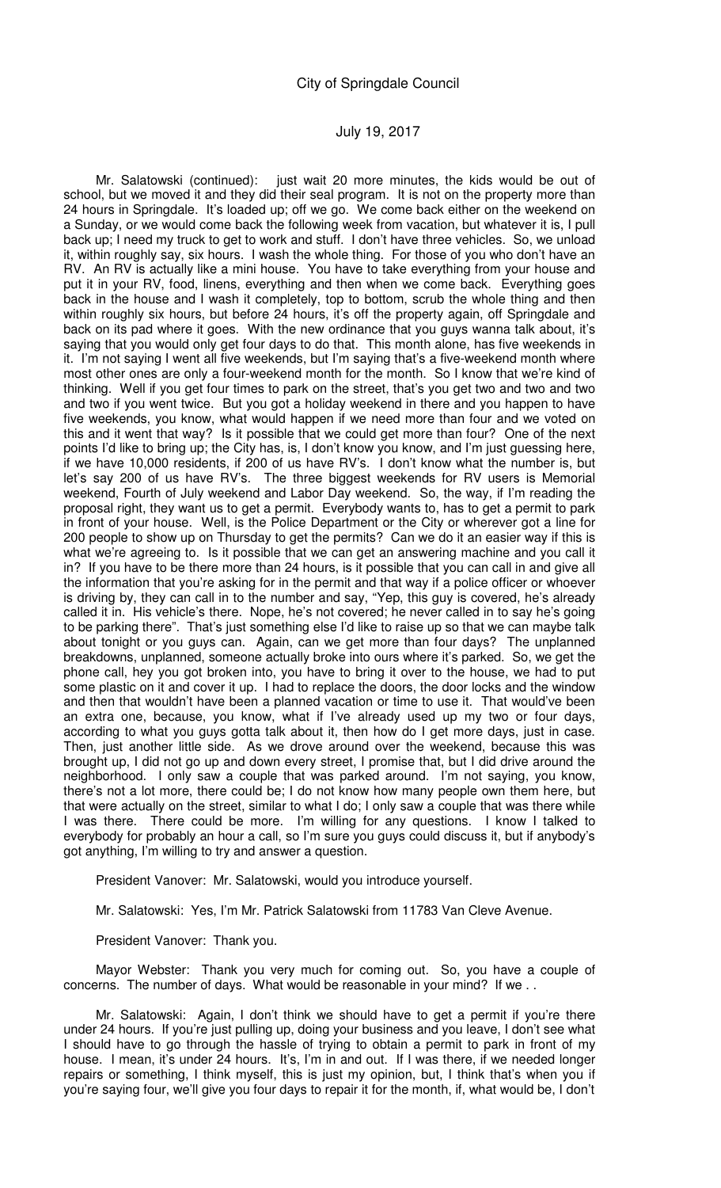Mr. Salatowski (continued): just wait 20 more minutes, the kids would be out of school, but we moved it and they did their seal program. It is not on the property more than 24 hours in Springdale. It's loaded up; off we go. We come back either on the weekend on a Sunday, or we would come back the following week from vacation, but whatever it is, I pull back up; I need my truck to get to work and stuff. I don't have three vehicles. So, we unload it, within roughly say, six hours. I wash the whole thing. For those of you who don't have an RV. An RV is actually like a mini house. You have to take everything from your house and put it in your RV, food, linens, everything and then when we come back. Everything goes back in the house and I wash it completely, top to bottom, scrub the whole thing and then within roughly six hours, but before 24 hours, it's off the property again, off Springdale and back on its pad where it goes. With the new ordinance that you guys wanna talk about, it's saying that you would only get four days to do that. This month alone, has five weekends in it. I'm not saying I went all five weekends, but I'm saying that's a five-weekend month where most other ones are only a four-weekend month for the month. So I know that we're kind of thinking. Well if you get four times to park on the street, that's you get two and two and two and two if you went twice. But you got a holiday weekend in there and you happen to have five weekends, you know, what would happen if we need more than four and we voted on this and it went that way? Is it possible that we could get more than four? One of the next points I'd like to bring up; the City has, is, I don't know you know, and I'm just guessing here, if we have 10,000 residents, if 200 of us have RV's. I don't know what the number is, but let's say 200 of us have RV's. The three biggest weekends for RV users is Memorial weekend, Fourth of July weekend and Labor Day weekend. So, the way, if I'm reading the proposal right, they want us to get a permit. Everybody wants to, has to get a permit to park in front of your house. Well, is the Police Department or the City or wherever got a line for 200 people to show up on Thursday to get the permits? Can we do it an easier way if this is what we're agreeing to. Is it possible that we can get an answering machine and you call it in? If you have to be there more than 24 hours, is it possible that you can call in and give all the information that you're asking for in the permit and that way if a police officer or whoever is driving by, they can call in to the number and say, "Yep, this guy is covered, he's already called it in. His vehicle's there. Nope, he's not covered; he never called in to say he's going to be parking there". That's just something else I'd like to raise up so that we can maybe talk about tonight or you guys can. Again, can we get more than four days? The unplanned breakdowns, unplanned, someone actually broke into ours where it's parked. So, we get the phone call, hey you got broken into, you have to bring it over to the house, we had to put some plastic on it and cover it up. I had to replace the doors, the door locks and the window and then that wouldn't have been a planned vacation or time to use it. That would've been an extra one, because, you know, what if I've already used up my two or four days, according to what you guys gotta talk about it, then how do I get more days, just in case. Then, just another little side. As we drove around over the weekend, because this was brought up, I did not go up and down every street, I promise that, but I did drive around the neighborhood. I only saw a couple that was parked around. I'm not saying, you know, there's not a lot more, there could be; I do not know how many people own them here, but that were actually on the street, similar to what I do; I only saw a couple that was there while I was there. There could be more. I'm willing for any questions. I know I talked to everybody for probably an hour a call, so I'm sure you guys could discuss it, but if anybody's got anything, I'm willing to try and answer a question.

President Vanover: Mr. Salatowski, would you introduce yourself.

Mr. Salatowski: Yes, I'm Mr. Patrick Salatowski from 11783 Van Cleve Avenue.

President Vanover: Thank you.

Mayor Webster: Thank you very much for coming out. So, you have a couple of concerns. The number of days. What would be reasonable in your mind? If we . .

Mr. Salatowski: Again, I don't think we should have to get a permit if you're there under 24 hours. If you're just pulling up, doing your business and you leave, I don't see what I should have to go through the hassle of trying to obtain a permit to park in front of my house. I mean, it's under 24 hours. It's, I'm in and out. If I was there, if we needed longer repairs or something, I think myself, this is just my opinion, but, I think that's when you if you're saying four, we'll give you four days to repair it for the month, if, what would be, I don't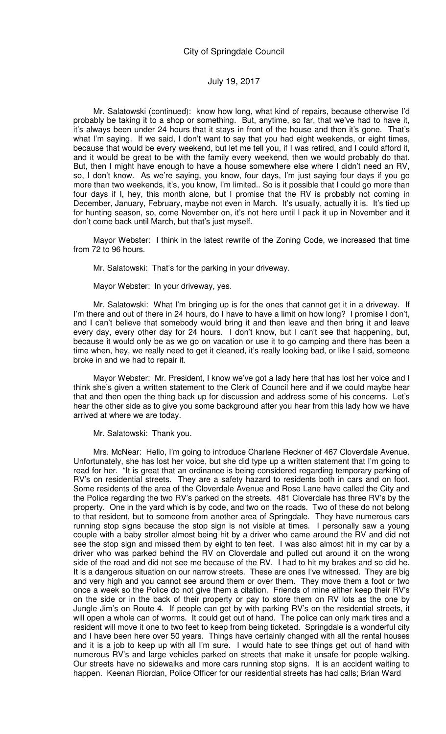Mr. Salatowski (continued): know how long, what kind of repairs, because otherwise I'd probably be taking it to a shop or something. But, anytime, so far, that we've had to have it, it's always been under 24 hours that it stays in front of the house and then it's gone. That's what I'm saying. If we said, I don't want to say that you had eight weekends, or eight times, because that would be every weekend, but let me tell you, if I was retired, and I could afford it, and it would be great to be with the family every weekend, then we would probably do that. But, then I might have enough to have a house somewhere else where I didn't need an RV, so, I don't know. As we're saying, you know, four days, I'm just saying four days if you go more than two weekends, it's, you know, I'm limited.. So is it possible that I could go more than four days if I, hey, this month alone, but I promise that the RV is probably not coming in December, January, February, maybe not even in March. It's usually, actually it is. It's tied up for hunting season, so, come November on, it's not here until I pack it up in November and it don't come back until March, but that's just myself.

Mayor Webster: I think in the latest rewrite of the Zoning Code, we increased that time from 72 to 96 hours.

Mr. Salatowski: That's for the parking in your driveway.

Mayor Webster: In your driveway, yes.

Mr. Salatowski: What I'm bringing up is for the ones that cannot get it in a driveway. If I'm there and out of there in 24 hours, do I have to have a limit on how long? I promise I don't, and I can't believe that somebody would bring it and then leave and then bring it and leave every day, every other day for 24 hours. I don't know, but I can't see that happening, but, because it would only be as we go on vacation or use it to go camping and there has been a time when, hey, we really need to get it cleaned, it's really looking bad, or like I said, someone broke in and we had to repair it.

Mayor Webster: Mr. President, I know we've got a lady here that has lost her voice and I think she's given a written statement to the Clerk of Council here and if we could maybe hear that and then open the thing back up for discussion and address some of his concerns. Let's hear the other side as to give you some background after you hear from this lady how we have arrived at where we are today.

Mr. Salatowski: Thank you.

Mrs. McNear: Hello, I'm going to introduce Charlene Reckner of 467 Cloverdale Avenue. Unfortunately, she has lost her voice, but she did type up a written statement that I'm going to read for her. "It is great that an ordinance is being considered regarding temporary parking of RV's on residential streets. They are a safety hazard to residents both in cars and on foot. Some residents of the area of the Cloverdale Avenue and Rose Lane have called the City and the Police regarding the two RV's parked on the streets. 481 Cloverdale has three RV's by the property. One in the yard which is by code, and two on the roads. Two of these do not belong to that resident, but to someone from another area of Springdale. They have numerous cars running stop signs because the stop sign is not visible at times. I personally saw a young couple with a baby stroller almost being hit by a driver who came around the RV and did not see the stop sign and missed them by eight to ten feet. I was also almost hit in my car by a driver who was parked behind the RV on Cloverdale and pulled out around it on the wrong side of the road and did not see me because of the RV. I had to hit my brakes and so did he. It is a dangerous situation on our narrow streets. These are ones I've witnessed. They are big and very high and you cannot see around them or over them. They move them a foot or two once a week so the Police do not give them a citation. Friends of mine either keep their RV's on the side or in the back of their property or pay to store them on RV lots as the one by Jungle Jim's on Route 4. If people can get by with parking RV's on the residential streets, it will open a whole can of worms. It could get out of hand. The police can only mark tires and a resident will move it one to two feet to keep from being ticketed. Springdale is a wonderful city and I have been here over 50 years. Things have certainly changed with all the rental houses and it is a job to keep up with all I'm sure. I would hate to see things get out of hand with numerous RV's and large vehicles parked on streets that make it unsafe for people walking. Our streets have no sidewalks and more cars running stop signs. It is an accident waiting to happen. Keenan Riordan, Police Officer for our residential streets has had calls; Brian Ward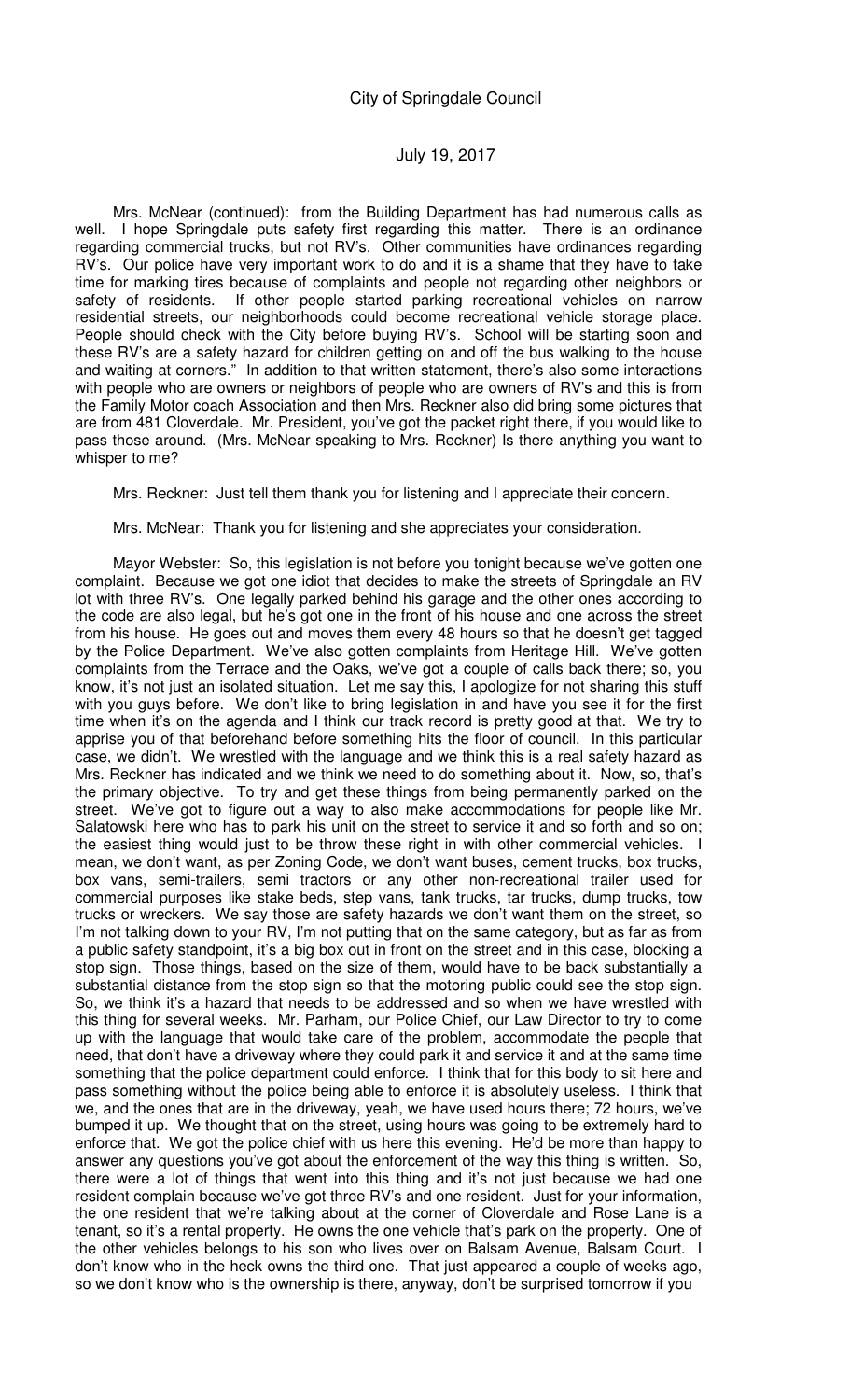Mrs. McNear (continued): from the Building Department has had numerous calls as well. I hope Springdale puts safety first regarding this matter. There is an ordinance regarding commercial trucks, but not RV's. Other communities have ordinances regarding RV's. Our police have very important work to do and it is a shame that they have to take time for marking tires because of complaints and people not regarding other neighbors or safety of residents. If other people started parking recreational vehicles on narrow residential streets, our neighborhoods could become recreational vehicle storage place. People should check with the City before buying RV's. School will be starting soon and these RV's are a safety hazard for children getting on and off the bus walking to the house and waiting at corners." In addition to that written statement, there's also some interactions with people who are owners or neighbors of people who are owners of RV's and this is from the Family Motor coach Association and then Mrs. Reckner also did bring some pictures that are from 481 Cloverdale. Mr. President, you've got the packet right there, if you would like to pass those around. (Mrs. McNear speaking to Mrs. Reckner) Is there anything you want to whisper to me?

Mrs. Reckner: Just tell them thank you for listening and I appreciate their concern.

Mrs. McNear: Thank you for listening and she appreciates your consideration.

Mayor Webster: So, this legislation is not before you tonight because we've gotten one complaint. Because we got one idiot that decides to make the streets of Springdale an RV lot with three RV's. One legally parked behind his garage and the other ones according to the code are also legal, but he's got one in the front of his house and one across the street from his house. He goes out and moves them every 48 hours so that he doesn't get tagged by the Police Department. We've also gotten complaints from Heritage Hill. We've gotten complaints from the Terrace and the Oaks, we've got a couple of calls back there; so, you know, it's not just an isolated situation. Let me say this, I apologize for not sharing this stuff with you guys before. We don't like to bring legislation in and have you see it for the first time when it's on the agenda and I think our track record is pretty good at that. We try to apprise you of that beforehand before something hits the floor of council. In this particular case, we didn't. We wrestled with the language and we think this is a real safety hazard as Mrs. Reckner has indicated and we think we need to do something about it. Now, so, that's the primary objective. To try and get these things from being permanently parked on the street. We've got to figure out a way to also make accommodations for people like Mr. Salatowski here who has to park his unit on the street to service it and so forth and so on; the easiest thing would just to be throw these right in with other commercial vehicles. I mean, we don't want, as per Zoning Code, we don't want buses, cement trucks, box trucks, box vans, semi-trailers, semi tractors or any other non-recreational trailer used for commercial purposes like stake beds, step vans, tank trucks, tar trucks, dump trucks, tow trucks or wreckers. We say those are safety hazards we don't want them on the street, so I'm not talking down to your RV, I'm not putting that on the same category, but as far as from a public safety standpoint, it's a big box out in front on the street and in this case, blocking a stop sign. Those things, based on the size of them, would have to be back substantially a substantial distance from the stop sign so that the motoring public could see the stop sign. So, we think it's a hazard that needs to be addressed and so when we have wrestled with this thing for several weeks. Mr. Parham, our Police Chief, our Law Director to try to come up with the language that would take care of the problem, accommodate the people that need, that don't have a driveway where they could park it and service it and at the same time something that the police department could enforce. I think that for this body to sit here and pass something without the police being able to enforce it is absolutely useless. I think that we, and the ones that are in the driveway, yeah, we have used hours there; 72 hours, we've bumped it up. We thought that on the street, using hours was going to be extremely hard to enforce that. We got the police chief with us here this evening. He'd be more than happy to answer any questions you've got about the enforcement of the way this thing is written. So, there were a lot of things that went into this thing and it's not just because we had one resident complain because we've got three RV's and one resident. Just for your information, the one resident that we're talking about at the corner of Cloverdale and Rose Lane is a tenant, so it's a rental property. He owns the one vehicle that's park on the property. One of the other vehicles belongs to his son who lives over on Balsam Avenue, Balsam Court. I don't know who in the heck owns the third one. That just appeared a couple of weeks ago, so we don't know who is the ownership is there, anyway, don't be surprised tomorrow if you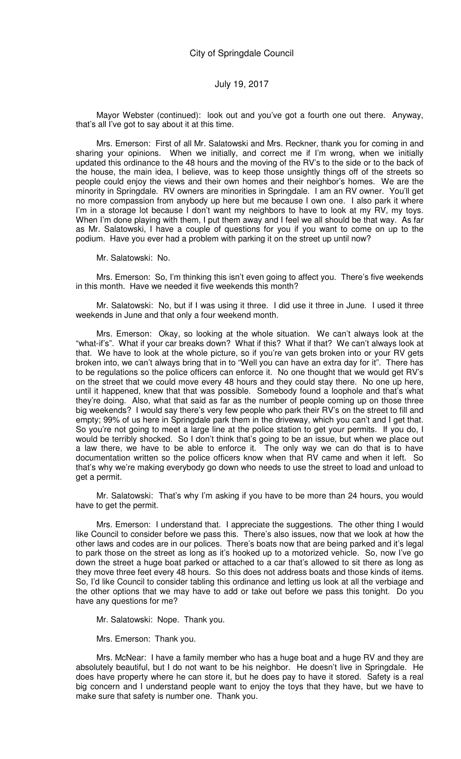Mayor Webster (continued): look out and you've got a fourth one out there. Anyway, that's all I've got to say about it at this time.

Mrs. Emerson: First of all Mr. Salatowski and Mrs. Reckner, thank you for coming in and sharing your opinions. When we initially, and correct me if I'm wrong, when we initially updated this ordinance to the 48 hours and the moving of the RV's to the side or to the back of the house, the main idea, I believe, was to keep those unsightly things off of the streets so people could enjoy the views and their own homes and their neighbor's homes. We are the minority in Springdale. RV owners are minorities in Springdale. I am an RV owner. You'll get no more compassion from anybody up here but me because I own one. I also park it where I'm in a storage lot because I don't want my neighbors to have to look at my RV, my toys. When I'm done playing with them, I put them away and I feel we all should be that way. As far as Mr. Salatowski, I have a couple of questions for you if you want to come on up to the podium. Have you ever had a problem with parking it on the street up until now?

Mr. Salatowski: No.

Mrs. Emerson: So, I'm thinking this isn't even going to affect you. There's five weekends in this month. Have we needed it five weekends this month?

Mr. Salatowski: No, but if I was using it three. I did use it three in June. I used it three weekends in June and that only a four weekend month.

Mrs. Emerson: Okay, so looking at the whole situation. We can't always look at the "what-if's". What if your car breaks down? What if this? What if that? We can't always look at that. We have to look at the whole picture, so if you're van gets broken into or your RV gets broken into, we can't always bring that in to "Well you can have an extra day for it". There has to be regulations so the police officers can enforce it. No one thought that we would get RV's on the street that we could move every 48 hours and they could stay there. No one up here, until it happened, knew that that was possible. Somebody found a loophole and that's what they're doing. Also, what that said as far as the number of people coming up on those three big weekends? I would say there's very few people who park their RV's on the street to fill and empty; 99% of us here in Springdale park them in the driveway, which you can't and I get that. So you're not going to meet a large line at the police station to get your permits. If you do, I would be terribly shocked. So I don't think that's going to be an issue, but when we place out a law there, we have to be able to enforce it. The only way we can do that is to have documentation written so the police officers know when that RV came and when it left. So that's why we're making everybody go down who needs to use the street to load and unload to get a permit.

Mr. Salatowski: That's why I'm asking if you have to be more than 24 hours, you would have to get the permit.

Mrs. Emerson: I understand that. I appreciate the suggestions. The other thing I would like Council to consider before we pass this. There's also issues, now that we look at how the other laws and codes are in our polices. There's boats now that are being parked and it's legal to park those on the street as long as it's hooked up to a motorized vehicle. So, now I've go down the street a huge boat parked or attached to a car that's allowed to sit there as long as they move three feet every 48 hours. So this does not address boats and those kinds of items. So, I'd like Council to consider tabling this ordinance and letting us look at all the verbiage and the other options that we may have to add or take out before we pass this tonight. Do you have any questions for me?

Mr. Salatowski: Nope. Thank you.

Mrs. Emerson: Thank you.

Mrs. McNear: I have a family member who has a huge boat and a huge RV and they are absolutely beautiful, but I do not want to be his neighbor. He doesn't live in Springdale. He does have property where he can store it, but he does pay to have it stored. Safety is a real big concern and I understand people want to enjoy the toys that they have, but we have to make sure that safety is number one. Thank you.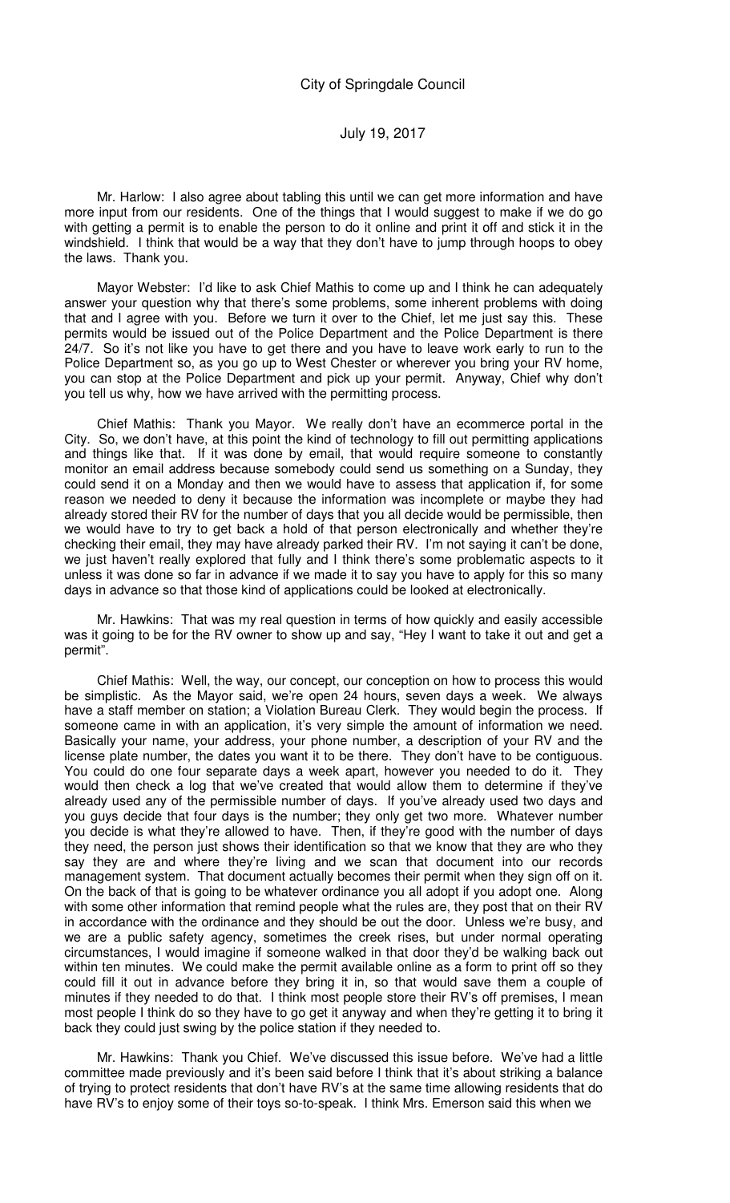Mr. Harlow: I also agree about tabling this until we can get more information and have more input from our residents. One of the things that I would suggest to make if we do go with getting a permit is to enable the person to do it online and print it off and stick it in the windshield. I think that would be a way that they don't have to jump through hoops to obey the laws. Thank you.

Mayor Webster: I'd like to ask Chief Mathis to come up and I think he can adequately answer your question why that there's some problems, some inherent problems with doing that and I agree with you. Before we turn it over to the Chief, let me just say this. These permits would be issued out of the Police Department and the Police Department is there 24/7. So it's not like you have to get there and you have to leave work early to run to the Police Department so, as you go up to West Chester or wherever you bring your RV home, you can stop at the Police Department and pick up your permit. Anyway, Chief why don't you tell us why, how we have arrived with the permitting process.

Chief Mathis: Thank you Mayor. We really don't have an ecommerce portal in the City. So, we don't have, at this point the kind of technology to fill out permitting applications and things like that. If it was done by email, that would require someone to constantly monitor an email address because somebody could send us something on a Sunday, they could send it on a Monday and then we would have to assess that application if, for some reason we needed to deny it because the information was incomplete or maybe they had already stored their RV for the number of days that you all decide would be permissible, then we would have to try to get back a hold of that person electronically and whether they're checking their email, they may have already parked their RV. I'm not saying it can't be done, we just haven't really explored that fully and I think there's some problematic aspects to it unless it was done so far in advance if we made it to say you have to apply for this so many days in advance so that those kind of applications could be looked at electronically.

Mr. Hawkins: That was my real question in terms of how quickly and easily accessible was it going to be for the RV owner to show up and say, "Hey I want to take it out and get a permit".

Chief Mathis: Well, the way, our concept, our conception on how to process this would be simplistic. As the Mayor said, we're open 24 hours, seven days a week. We always have a staff member on station; a Violation Bureau Clerk. They would begin the process. If someone came in with an application, it's very simple the amount of information we need. Basically your name, your address, your phone number, a description of your RV and the license plate number, the dates you want it to be there. They don't have to be contiguous. You could do one four separate days a week apart, however you needed to do it. They would then check a log that we've created that would allow them to determine if they've already used any of the permissible number of days. If you've already used two days and you guys decide that four days is the number; they only get two more. Whatever number you decide is what they're allowed to have. Then, if they're good with the number of days they need, the person just shows their identification so that we know that they are who they say they are and where they're living and we scan that document into our records management system. That document actually becomes their permit when they sign off on it. On the back of that is going to be whatever ordinance you all adopt if you adopt one. Along with some other information that remind people what the rules are, they post that on their RV in accordance with the ordinance and they should be out the door. Unless we're busy, and we are a public safety agency, sometimes the creek rises, but under normal operating circumstances, I would imagine if someone walked in that door they'd be walking back out within ten minutes. We could make the permit available online as a form to print off so they could fill it out in advance before they bring it in, so that would save them a couple of minutes if they needed to do that. I think most people store their RV's off premises, I mean most people I think do so they have to go get it anyway and when they're getting it to bring it back they could just swing by the police station if they needed to.

Mr. Hawkins: Thank you Chief. We've discussed this issue before. We've had a little committee made previously and it's been said before I think that it's about striking a balance of trying to protect residents that don't have RV's at the same time allowing residents that do have RV's to enjoy some of their toys so-to-speak. I think Mrs. Emerson said this when we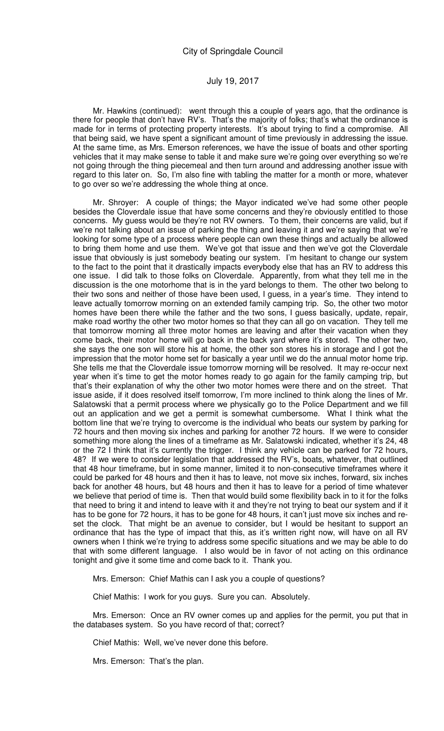Mr. Hawkins (continued): went through this a couple of years ago, that the ordinance is there for people that don't have RV's. That's the majority of folks; that's what the ordinance is made for in terms of protecting property interests. It's about trying to find a compromise. All that being said, we have spent a significant amount of time previously in addressing the issue. At the same time, as Mrs. Emerson references, we have the issue of boats and other sporting vehicles that it may make sense to table it and make sure we're going over everything so we're not going through the thing piecemeal and then turn around and addressing another issue with regard to this later on. So, I'm also fine with tabling the matter for a month or more, whatever to go over so we're addressing the whole thing at once.

Mr. Shroyer: A couple of things; the Mayor indicated we've had some other people besides the Cloverdale issue that have some concerns and they're obviously entitled to those concerns. My guess would be they're not RV owners. To them, their concerns are valid, but if we're not talking about an issue of parking the thing and leaving it and we're saying that we're looking for some type of a process where people can own these things and actually be allowed to bring them home and use them. We've got that issue and then we've got the Cloverdale issue that obviously is just somebody beating our system. I'm hesitant to change our system to the fact to the point that it drastically impacts everybody else that has an RV to address this one issue. I did talk to those folks on Cloverdale. Apparently, from what they tell me in the discussion is the one motorhome that is in the yard belongs to them. The other two belong to their two sons and neither of those have been used, I guess, in a year's time. They intend to leave actually tomorrow morning on an extended family camping trip. So, the other two motor homes have been there while the father and the two sons, I guess basically, update, repair, make road worthy the other two motor homes so that they can all go on vacation. They tell me that tomorrow morning all three motor homes are leaving and after their vacation when they come back, their motor home will go back in the back yard where it's stored. The other two, she says the one son will store his at home, the other son stores his in storage and I got the impression that the motor home set for basically a year until we do the annual motor home trip. She tells me that the Cloverdale issue tomorrow morning will be resolved. It may re-occur next year when it's time to get the motor homes ready to go again for the family camping trip, but that's their explanation of why the other two motor homes were there and on the street. That issue aside, if it does resolved itself tomorrow, I'm more inclined to think along the lines of Mr. Salatowski that a permit process where we physically go to the Police Department and we fill out an application and we get a permit is somewhat cumbersome. What I think what the bottom line that we're trying to overcome is the individual who beats our system by parking for 72 hours and then moving six inches and parking for another 72 hours. If we were to consider something more along the lines of a timeframe as Mr. Salatowski indicated, whether it's 24, 48 or the 72 I think that it's currently the trigger. I think any vehicle can be parked for 72 hours, 48? If we were to consider legislation that addressed the RV's, boats, whatever, that outlined that 48 hour timeframe, but in some manner, limited it to non-consecutive timeframes where it could be parked for 48 hours and then it has to leave, not move six inches, forward, six inches back for another 48 hours, but 48 hours and then it has to leave for a period of time whatever we believe that period of time is. Then that would build some flexibility back in to it for the folks that need to bring it and intend to leave with it and they're not trying to beat our system and if it has to be gone for 72 hours, it has to be gone for 48 hours, it can't just move six inches and re-set the clock. That might be an avenue to consider, but I would be hesitant to support an ordinance that has the type of impact that this, as it's written right now, will have on all RV owners when I think we're trying to address some specific situations and we may be able to do that with some different language. I also would be in favor of not acting on this ordinance tonight and give it some time and come back to it. Thank you.

Mrs. Emerson: Chief Mathis can I ask you a couple of questions?

Chief Mathis: I work for you guys. Sure you can. Absolutely.

Mrs. Emerson: Once an RV owner comes up and applies for the permit, you put that in the databases system. So you have record of that; correct?

Chief Mathis: Well, we've never done this before.

Mrs. Emerson: That's the plan.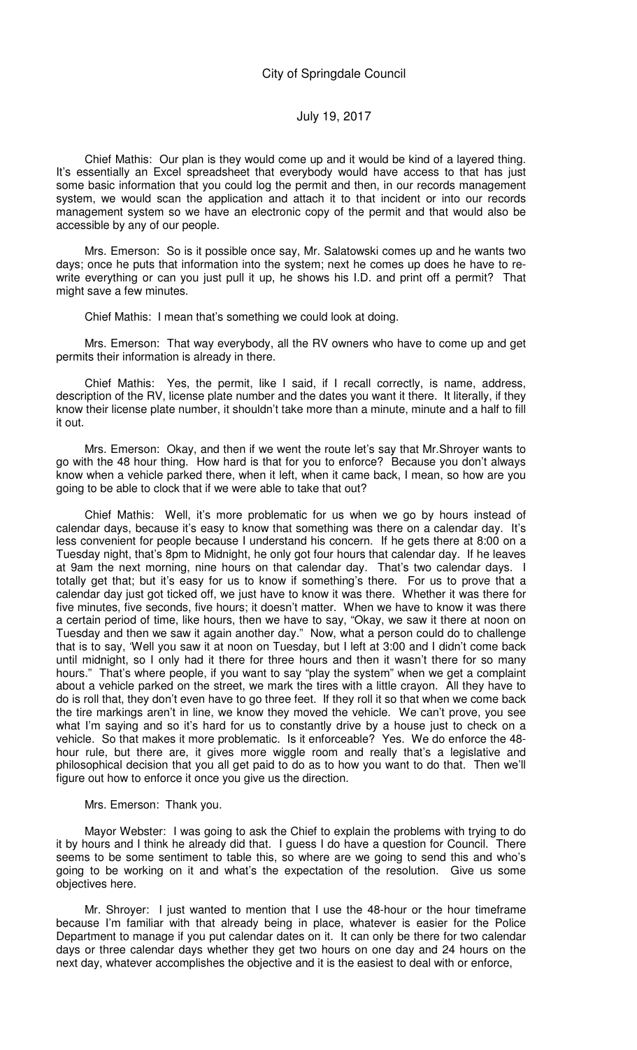Chief Mathis: Our plan is they would come up and it would be kind of a layered thing. It's essentially an Excel spreadsheet that everybody would have access to that has just some basic information that you could log the permit and then, in our records management system, we would scan the application and attach it to that incident or into our records management system so we have an electronic copy of the permit and that would also be accessible by any of our people.

Mrs. Emerson: So is it possible once say, Mr. Salatowski comes up and he wants two days; once he puts that information into the system; next he comes up does he have to re-write everything or can you just pull it up, he shows his I.D. and print off a permit? That might save a few minutes.

Chief Mathis: I mean that's something we could look at doing.

Mrs. Emerson: That way everybody, all the RV owners who have to come up and get permits their information is already in there.

Chief Mathis: Yes, the permit, like I said, if I recall correctly, is name, address, description of the RV, license plate number and the dates you want it there. It literally, if they know their license plate number, it shouldn't take more than a minute, minute and a half to fill it out.

Mrs. Emerson: Okay, and then if we went the route let's say that Mr.Shroyer wants to go with the 48 hour thing. How hard is that for you to enforce? Because you don't always know when a vehicle parked there, when it left, when it came back, I mean, so how are you going to be able to clock that if we were able to take that out?

Chief Mathis: Well, it's more problematic for us when we go by hours instead of calendar days, because it's easy to know that something was there on a calendar day. It's less convenient for people because I understand his concern. If he gets there at 8:00 on a Tuesday night, that's 8pm to Midnight, he only got four hours that calendar day. If he leaves at 9am the next morning, nine hours on that calendar day. That's two calendar days. I totally get that; but it's easy for us to know if something's there. For us to prove that a calendar day just got ticked off, we just have to know it was there. Whether it was there for five minutes, five seconds, five hours; it doesn't matter. When we have to know it was there a certain period of time, like hours, then we have to say, "Okay, we saw it there at noon on Tuesday and then we saw it again another day." Now, what a person could do to challenge that is to say, 'Well you saw it at noon on Tuesday, but I left at 3:00 and I didn't come back until midnight, so I only had it there for three hours and then it wasn't there for so many hours." That's where people, if you want to say "play the system" when we get a complaint about a vehicle parked on the street, we mark the tires with a little crayon. All they have to do is roll that, they don't even have to go three feet. If they roll it so that when we come back the tire markings aren't in line, we know they moved the vehicle. We can't prove, you see what I'm saying and so it's hard for us to constantly drive by a house just to check on a vehicle. So that makes it more problematic. Is it enforceable? Yes. We do enforce the 48-hour rule, but there are, it gives more wiggle room and really that's a legislative and philosophical decision that you all get paid to do as to how you want to do that. Then we'll figure out how to enforce it once you give us the direction.

Mrs. Emerson: Thank you.

Mayor Webster: I was going to ask the Chief to explain the problems with trying to do it by hours and I think he already did that. I guess I do have a question for Council. There seems to be some sentiment to table this, so where are we going to send this and who's going to be working on it and what's the expectation of the resolution. Give us some objectives here.

Mr. Shroyer: I just wanted to mention that I use the 48-hour or the hour timeframe because I'm familiar with that already being in place, whatever is easier for the Police Department to manage if you put calendar dates on it. It can only be there for two calendar days or three calendar days whether they get two hours on one day and 24 hours on the next day, whatever accomplishes the objective and it is the easiest to deal with or enforce,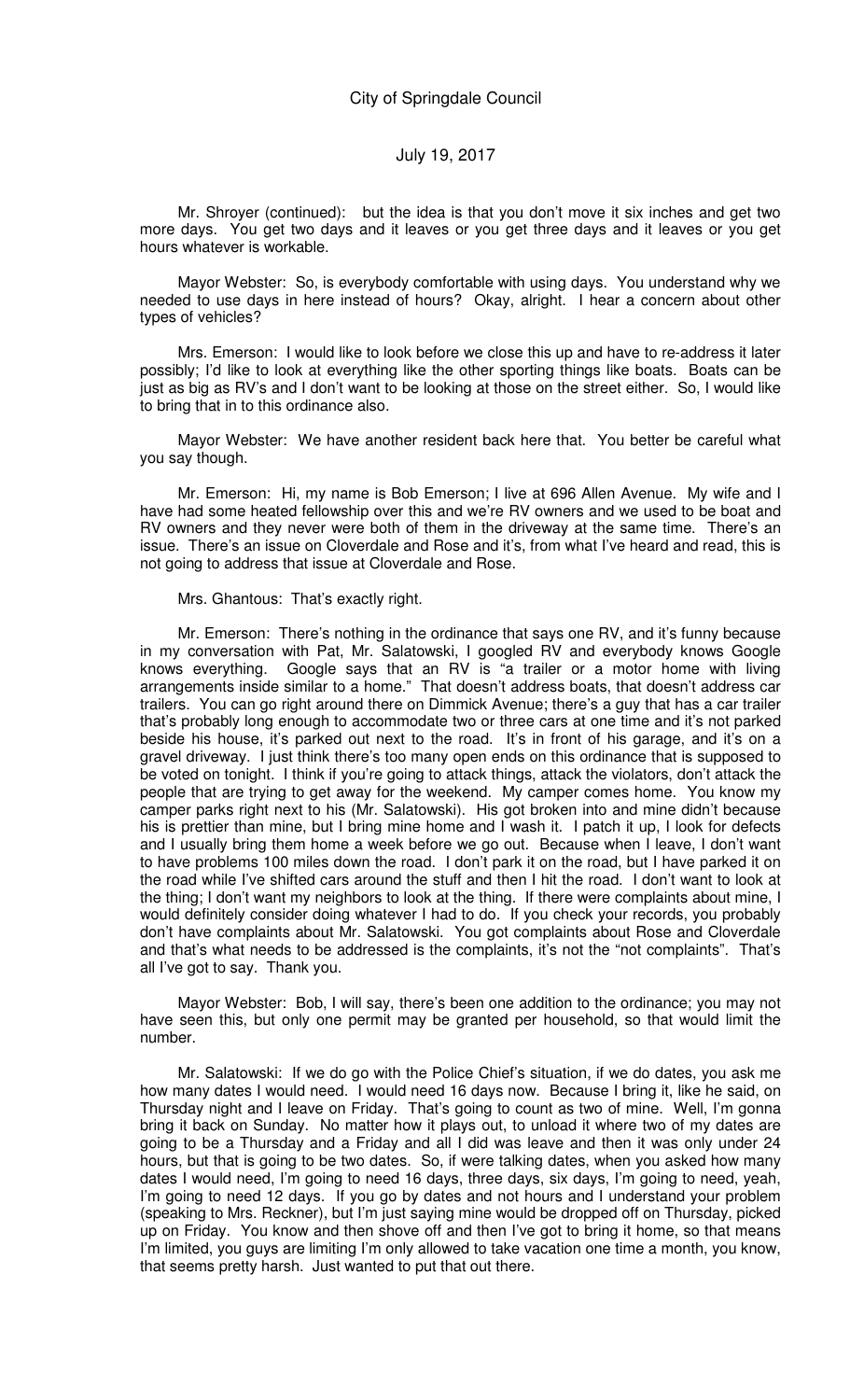Mr. Shroyer (continued): but the idea is that you don't move it six inches and get two more days. You get two days and it leaves or you get three days and it leaves or you get hours whatever is workable.

Mayor Webster: So, is everybody comfortable with using days. You understand why we needed to use days in here instead of hours? Okay, alright. I hear a concern about other types of vehicles?

Mrs. Emerson: I would like to look before we close this up and have to re-address it later possibly; I'd like to look at everything like the other sporting things like boats. Boats can be just as big as RV's and I don't want to be looking at those on the street either. So, I would like to bring that in to this ordinance also.

Mayor Webster: We have another resident back here that. You better be careful what you say though.

Mr. Emerson: Hi, my name is Bob Emerson; I live at 696 Allen Avenue. My wife and I have had some heated fellowship over this and we're RV owners and we used to be boat and RV owners and they never were both of them in the driveway at the same time. There's an issue. There's an issue on Cloverdale and Rose and it's, from what I've heard and read, this is not going to address that issue at Cloverdale and Rose.

Mrs. Ghantous: That's exactly right.

Mr. Emerson: There's nothing in the ordinance that says one RV, and it's funny because in my conversation with Pat, Mr. Salatowski, I googled RV and everybody knows Google knows everything. Google says that an RV is "a trailer or a motor home with living arrangements inside similar to a home." That doesn't address boats, that doesn't address car trailers. You can go right around there on Dimmick Avenue; there's a guy that has a car trailer that's probably long enough to accommodate two or three cars at one time and it's not parked beside his house, it's parked out next to the road. It's in front of his garage, and it's on a gravel driveway. I just think there's too many open ends on this ordinance that is supposed to be voted on tonight. I think if you're going to attack things, attack the violators, don't attack the people that are trying to get away for the weekend. My camper comes home. You know my camper parks right next to his (Mr. Salatowski). His got broken into and mine didn't because his is prettier than mine, but I bring mine home and I wash it. I patch it up, I look for defects and I usually bring them home a week before we go out. Because when I leave, I don't want to have problems 100 miles down the road. I don't park it on the road, but I have parked it on the road while I've shifted cars around the stuff and then I hit the road. I don't want to look at the thing; I don't want my neighbors to look at the thing. If there were complaints about mine, I would definitely consider doing whatever I had to do. If you check your records, you probably don't have complaints about Mr. Salatowski. You got complaints about Rose and Cloverdale and that's what needs to be addressed is the complaints, it's not the "not complaints". That's all I've got to say. Thank you.

Mayor Webster: Bob, I will say, there's been one addition to the ordinance; you may not have seen this, but only one permit may be granted per household, so that would limit the number.

Mr. Salatowski: If we do go with the Police Chief's situation, if we do dates, you ask me how many dates I would need. I would need 16 days now. Because I bring it, like he said, on Thursday night and I leave on Friday. That's going to count as two of mine. Well, I'm gonna bring it back on Sunday. No matter how it plays out, to unload it where two of my dates are going to be a Thursday and a Friday and all I did was leave and then it was only under 24 hours, but that is going to be two dates. So, if were talking dates, when you asked how many dates I would need, I'm going to need 16 days, three days, six days, I'm going to need, yeah, I'm going to need 12 days. If you go by dates and not hours and I understand your problem (speaking to Mrs. Reckner), but I'm just saying mine would be dropped off on Thursday, picked up on Friday. You know and then shove off and then I've got to bring it home, so that means I'm limited, you guys are limiting I'm only allowed to take vacation one time a month, you know, that seems pretty harsh. Just wanted to put that out there.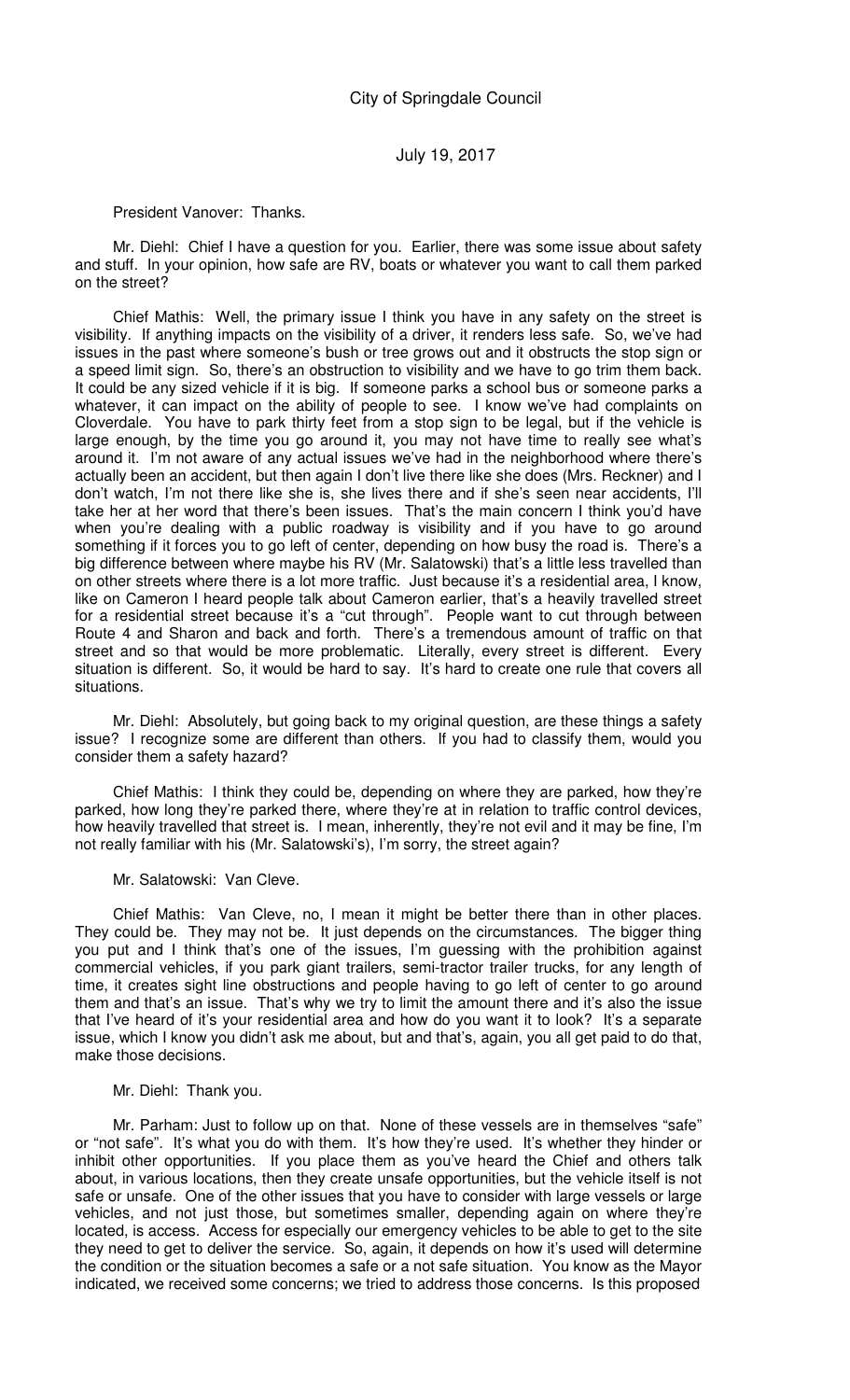President Vanover: Thanks.

Mr. Diehl: Chief I have a question for you. Earlier, there was some issue about safety and stuff. In your opinion, how safe are RV, boats or whatever you want to call them parked on the street?

Chief Mathis: Well, the primary issue I think you have in any safety on the street is visibility. If anything impacts on the visibility of a driver, it renders less safe. So, we've had issues in the past where someone's bush or tree grows out and it obstructs the stop sign or a speed limit sign. So, there's an obstruction to visibility and we have to go trim them back. It could be any sized vehicle if it is big. If someone parks a school bus or someone parks a whatever, it can impact on the ability of people to see. I know we've had complaints on Cloverdale. You have to park thirty feet from a stop sign to be legal, but if the vehicle is large enough, by the time you go around it, you may not have time to really see what's around it. I'm not aware of any actual issues we've had in the neighborhood where there's actually been an accident, but then again I don't live there like she does (Mrs. Reckner) and I don't watch, I'm not there like she is, she lives there and if she's seen near accidents, I'll take her at her word that there's been issues. That's the main concern I think you'd have when you're dealing with a public roadway is visibility and if you have to go around something if it forces you to go left of center, depending on how busy the road is. There's a big difference between where maybe his RV (Mr. Salatowski) that's a little less travelled than on other streets where there is a lot more traffic. Just because it's a residential area, I know, like on Cameron I heard people talk about Cameron earlier, that's a heavily travelled street for a residential street because it's a "cut through". People want to cut through between Route 4 and Sharon and back and forth. There's a tremendous amount of traffic on that street and so that would be more problematic. Literally, every street is different. Every situation is different. So, it would be hard to say. It's hard to create one rule that covers all situations.

Mr. Diehl: Absolutely, but going back to my original question, are these things a safety issue? I recognize some are different than others. If you had to classify them, would you consider them a safety hazard?

Chief Mathis: I think they could be, depending on where they are parked, how they're parked, how long they're parked there, where they're at in relation to traffic control devices, how heavily travelled that street is. I mean, inherently, they're not evil and it may be fine, I'm not really familiar with his (Mr. Salatowski's), I'm sorry, the street again?

Mr. Salatowski: Van Cleve.

Chief Mathis: Van Cleve, no, I mean it might be better there than in other places. They could be. They may not be. It just depends on the circumstances. The bigger thing you put and I think that's one of the issues, I'm guessing with the prohibition against commercial vehicles, if you park giant trailers, semi-tractor trailer trucks, for any length of time, it creates sight line obstructions and people having to go left of center to go around them and that's an issue. That's why we try to limit the amount there and it's also the issue that I've heard of it's your residential area and how do you want it to look? It's a separate issue, which I know you didn't ask me about, but and that's, again, you all get paid to do that, make those decisions.

Mr. Diehl: Thank you.

Mr. Parham: Just to follow up on that. None of these vessels are in themselves "safe" or "not safe". It's what you do with them. It's how they're used. It's whether they hinder or inhibit other opportunities. If you place them as you've heard the Chief and others talk about, in various locations, then they create unsafe opportunities, but the vehicle itself is not safe or unsafe. One of the other issues that you have to consider with large vessels or large vehicles, and not just those, but sometimes smaller, depending again on where they're located, is access. Access for especially our emergency vehicles to be able to get to the site they need to get to deliver the service. So, again, it depends on how it's used will determine the condition or the situation becomes a safe or a not safe situation. You know as the Mayor indicated, we received some concerns; we tried to address those concerns. Is this proposed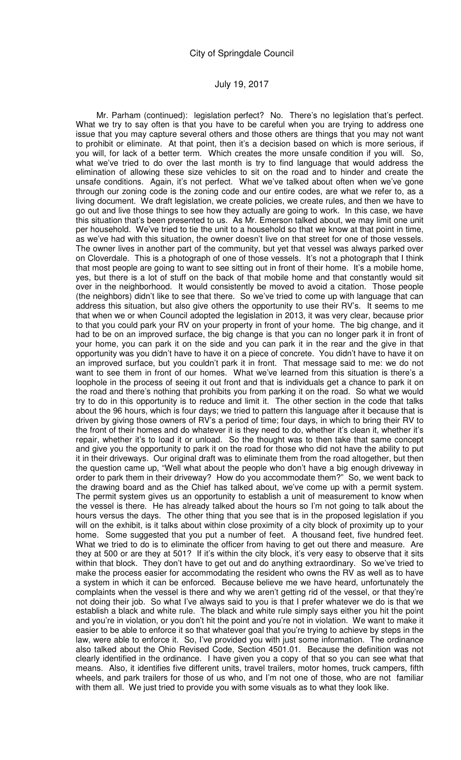Mr. Parham (continued): legislation perfect? No. There's no legislation that's perfect. What we try to say often is that you have to be careful when you are trying to address one issue that you may capture several others and those others are things that you may not want to prohibit or eliminate. At that point, then it's a decision based on which is more serious, if you will, for lack of a better term. Which creates the more unsafe condition if you will. So, what we've tried to do over the last month is try to find language that would address the elimination of allowing these size vehicles to sit on the road and to hinder and create the unsafe conditions. Again, it's not perfect. What we've talked about often when we've gone through our zoning code is the zoning code and our entire codes, are what we refer to, as a living document. We draft legislation, we create policies, we create rules, and then we have to go out and live those things to see how they actually are going to work. In this case, we have this situation that's been presented to us. As Mr. Emerson talked about, we may limit one unit per household. We've tried to tie the unit to a household so that we know at that point in time, as we've had with this situation, the owner doesn't live on that street for one of those vessels. The owner lives in another part of the community, but yet that vessel was always parked over on Cloverdale. This is a photograph of one of those vessels. It's not a photograph that I think that most people are going to want to see sitting out in front of their home. It's a mobile home, yes, but there is a lot of stuff on the back of that mobile home and that constantly would sit over in the neighborhood. It would consistently be moved to avoid a citation. Those people (the neighbors) didn't like to see that there. So we've tried to come up with language that can address this situation, but also give others the opportunity to use their RV's. It seems to me that when we or when Council adopted the legislation in 2013, it was very clear, because prior to that you could park your RV on your property in front of your home. The big change, and it had to be on an improved surface, the big change is that you can no longer park it in front of your home, you can park it on the side and you can park it in the rear and the give in that opportunity was you didn't have to have it on a piece of concrete. You didn't have to have it on an improved surface, but you couldn't park it in front. That message said to me: we do not want to see them in front of our homes. What we've learned from this situation is there's a loophole in the process of seeing it out front and that is individuals get a chance to park it on the road and there's nothing that prohibits you from parking it on the road. So what we would try to do in this opportunity is to reduce and limit it. The other section in the code that talks about the 96 hours, which is four days; we tried to pattern this language after it because that is driven by giving those owners of RV's a period of time; four days, in which to bring their RV to the front of their homes and do whatever it is they need to do, whether it's clean it, whether it's repair, whether it's to load it or unload. So the thought was to then take that same concept and give you the opportunity to park it on the road for those who did not have the ability to put it in their driveways. Our original draft was to eliminate them from the road altogether, but then the question came up, "Well what about the people who don't have a big enough driveway in order to park them in their driveway? How do you accommodate them?" So, we went back to the drawing board and as the Chief has talked about, we've come up with a permit system. The permit system gives us an opportunity to establish a unit of measurement to know when the vessel is there. He has already talked about the hours so I'm not going to talk about the hours versus the days. The other thing that you see that is in the proposed legislation if you will on the exhibit, is it talks about within close proximity of a city block of proximity up to your home. Some suggested that you put a number of feet. A thousand feet, five hundred feet. What we tried to do is to eliminate the officer from having to get out there and measure. Are they at 500 or are they at 501? If it's within the city block, it's very easy to observe that it sits within that block. They don't have to get out and do anything extraordinary. So we've tried to make the process easier for accommodating the resident who owns the RV as well as to have a system in which it can be enforced. Because believe me we have heard, unfortunately the complaints when the vessel is there and why we aren't getting rid of the vessel, or that they're not doing their job. So what I've always said to you is that I prefer whatever we do is that we establish a black and white rule. The black and white rule simply says either you hit the point and you're in violation, or you don't hit the point and you're not in violation. We want to make it easier to be able to enforce it so that whatever goal that you're trying to achieve by steps in the law, were able to enforce it. So, I've provided you with just some information. The ordinance also talked about the Ohio Revised Code, Section 4501.01. Because the definition was not clearly identified in the ordinance. I have given you a copy of that so you can see what that means. Also, it identifies five different units, travel trailers, motor homes, truck campers, fifth wheels, and park trailers for those of us who, and I'm not one of those, who are not familiar with them all. We just tried to provide you with some visuals as to what they look like.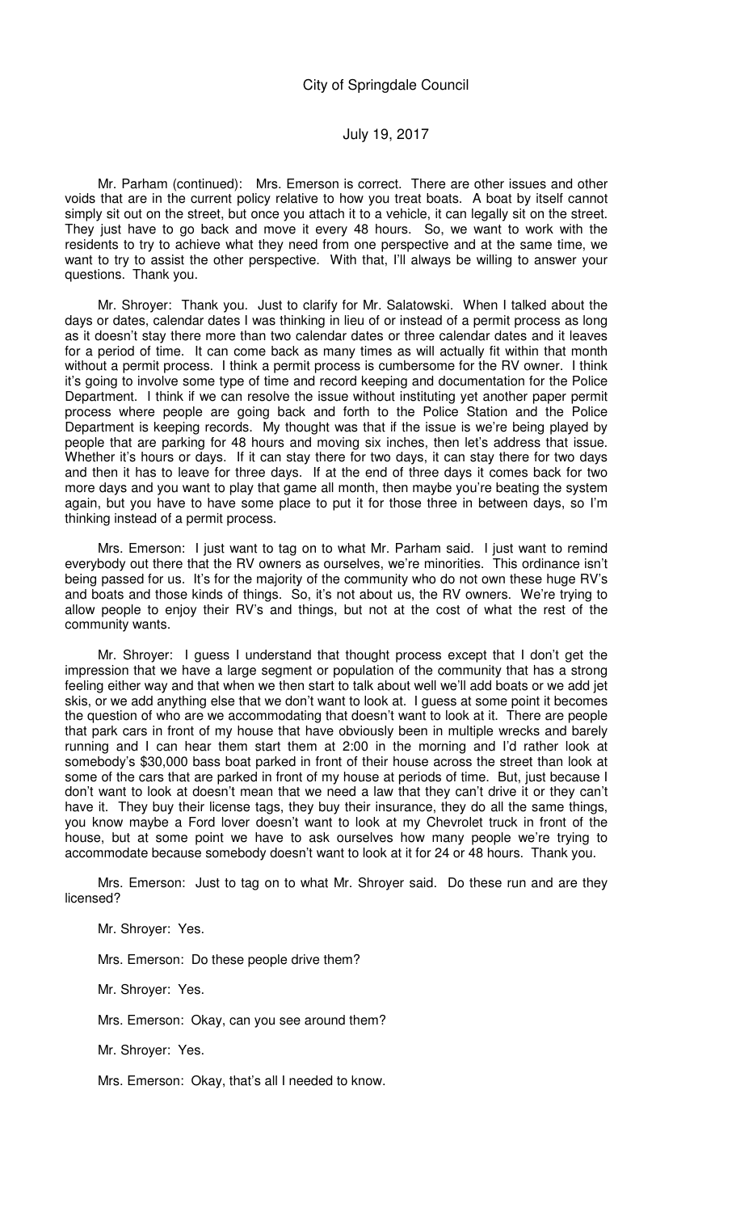Mr. Parham (continued): Mrs. Emerson is correct. There are other issues and other voids that are in the current policy relative to how you treat boats. A boat by itself cannot simply sit out on the street, but once you attach it to a vehicle, it can legally sit on the street. They just have to go back and move it every 48 hours. So, we want to work with the residents to try to achieve what they need from one perspective and at the same time, we want to try to assist the other perspective. With that, I'll always be willing to answer your questions. Thank you.

Mr. Shroyer: Thank you. Just to clarify for Mr. Salatowski. When I talked about the days or dates, calendar dates I was thinking in lieu of or instead of a permit process as long as it doesn't stay there more than two calendar dates or three calendar dates and it leaves for a period of time. It can come back as many times as will actually fit within that month without a permit process. I think a permit process is cumbersome for the RV owner. I think it's going to involve some type of time and record keeping and documentation for the Police Department. I think if we can resolve the issue without instituting yet another paper permit process where people are going back and forth to the Police Station and the Police Department is keeping records. My thought was that if the issue is we're being played by people that are parking for 48 hours and moving six inches, then let's address that issue. Whether it's hours or days. If it can stay there for two days, it can stay there for two days and then it has to leave for three days. If at the end of three days it comes back for two more days and you want to play that game all month, then maybe you're beating the system again, but you have to have some place to put it for those three in between days, so I'm thinking instead of a permit process.

Mrs. Emerson: I just want to tag on to what Mr. Parham said. I just want to remind everybody out there that the RV owners as ourselves, we're minorities. This ordinance isn't being passed for us. It's for the majority of the community who do not own these huge RV's and boats and those kinds of things. So, it's not about us, the RV owners. We're trying to allow people to enjoy their RV's and things, but not at the cost of what the rest of the community wants.

Mr. Shroyer: I guess I understand that thought process except that I don't get the impression that we have a large segment or population of the community that has a strong feeling either way and that when we then start to talk about well we'll add boats or we add jet skis, or we add anything else that we don't want to look at. I guess at some point it becomes the question of who are we accommodating that doesn't want to look at it. There are people that park cars in front of my house that have obviously been in multiple wrecks and barely running and I can hear them start them at 2:00 in the morning and I'd rather look at somebody's $30,000 bass boat parked in front of their house across the street than look at some of the cars that are parked in front of my house at periods of time. But, just because I don't want to look at doesn't mean that we need a law that they can't drive it or they can't have it. They buy their license tags, they buy their insurance, they do all the same things, you know maybe a Ford lover doesn't want to look at my Chevrolet truck in front of the house, but at some point we have to ask ourselves how many people we're trying to accommodate because somebody doesn't want to look at it for 24 or 48 hours. Thank you.

Mrs. Emerson: Just to tag on to what Mr. Shroyer said. Do these run and are they licensed?

Mr. Shroyer: Yes.

Mrs. Emerson: Do these people drive them?

Mr. Shroyer: Yes.

Mrs. Emerson: Okay, can you see around them?

Mr. Shroyer: Yes.

Mrs. Emerson: Okay, that's all I needed to know.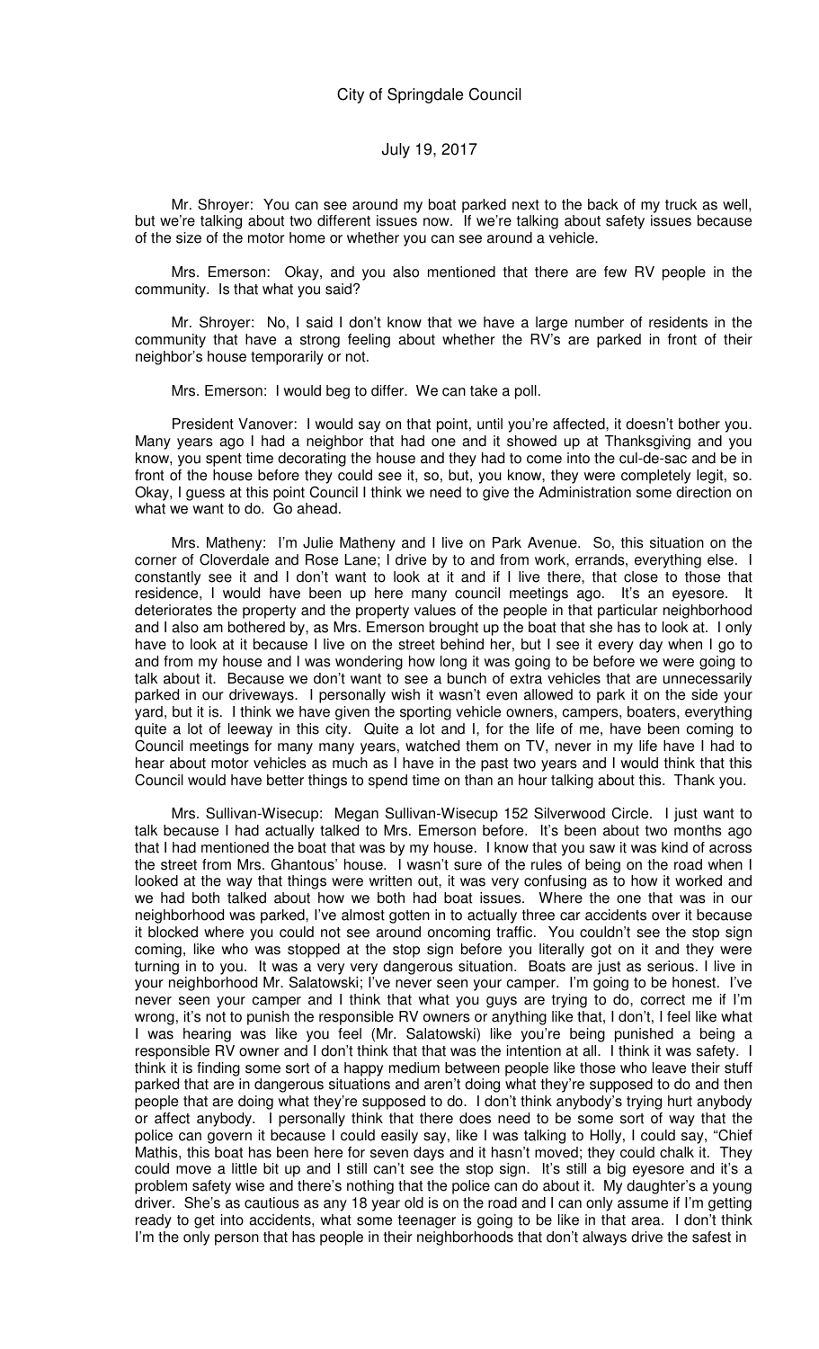Mr. Shroyer: You can see around my boat parked next to the back of my truck as well, but we're talking about two different issues now. If we're talking about safety issues because of the size of the motor home or whether you can see around a vehicle.

Mrs. Emerson: Okay, and you also mentioned that there are few RV people in the community. Is that what you said?

Mr. Shroyer: No, I said I don't know that we have a large number of residents in the community that have a strong feeling about whether the RV's are parked in front of their neighbor's house temporarily or not.

Mrs. Emerson: I would beg to differ. We can take a poll.

President Vanover: I would say on that point, until you're affected, it doesn't bother you. Many years ago I had a neighbor that had one and it showed up at Thanksgiving and you know, you spent time decorating the house and they had to come into the cul-de-sac and be in front of the house before they could see it, so, but, you know, they were completely legit, so. Okay, I guess at this point Council I think we need to give the Administration some direction on what we want to do. Go ahead.

Mrs. Matheny: I'm Julie Matheny and I live on Park Avenue. So, this situation on the corner of Cloverdale and Rose Lane; I drive by to and from work, errands, everything else. I constantly see it and I don't want to look at it and if I live there, that close to those that residence, I would have been up here many council meetings ago. It's an eyesore. It deteriorates the property and the property values of the people in that particular neighborhood and I also am bothered by, as Mrs. Emerson brought up the boat that she has to look at. I only have to look at it because I live on the street behind her, but I see it every day when I go to and from my house and I was wondering how long it was going to be before we were going to talk about it. Because we don't want to see a bunch of extra vehicles that are unnecessarily parked in our driveways. I personally wish it wasn't even allowed to park it on the side your yard, but it is. I think we have given the sporting vehicle owners, campers, boaters, everything quite a lot of leeway in this city. Quite a lot and I, for the life of me, have been coming to Council meetings for many many years, watched them on TV, never in my life have I had to hear about motor vehicles as much as I have in the past two years and I would think that this Council would have better things to spend time on than an hour talking about this. Thank you.

Mrs. Sullivan-Wisecup: Megan Sullivan-Wisecup 152 Silverwood Circle. I just want to talk because I had actually talked to Mrs. Emerson before. It's been about two months ago that I had mentioned the boat that was by my house. I know that you saw it was kind of across the street from Mrs. Ghantous' house. I wasn't sure of the rules of being on the road when I looked at the way that things were written out, it was very confusing as to how it worked and we had both talked about how we both had boat issues. Where the one that was in our neighborhood was parked, I've almost gotten in to actually three car accidents over it because it blocked where you could not see around oncoming traffic. You couldn't see the stop sign coming, like who was stopped at the stop sign before you literally got on it and they were turning in to you. It was a very very dangerous situation. Boats are just as serious. I live in your neighborhood Mr. Salatowski; I've never seen your camper. I'm going to be honest. I've never seen your camper and I think that what you guys are trying to do, correct me if I'm wrong, it's not to punish the responsible RV owners or anything like that, I don't, I feel like what I was hearing was like you feel (Mr. Salatowski) like you're being punished a being a responsible RV owner and I don't think that that was the intention at all. I think it was safety. I think it is finding some sort of a happy medium between people like those who leave their stuff parked that are in dangerous situations and aren't doing what they're supposed to do and then people that are doing what they're supposed to do. I don't think anybody's trying hurt anybody or affect anybody. I personally think that there does need to be some sort of way that the police can govern it because I could easily say, like I was talking to Holly, I could say, "Chief Mathis, this boat has been here for seven days and it hasn't moved; they could chalk it. They could move a little bit up and I still can't see the stop sign. It's still a big eyesore and it's a problem safety wise and there's nothing that the police can do about it. My daughter's a young driver. She's as cautious as any 18 year old is on the road and I can only assume if I'm getting ready to get into accidents, what some teenager is going to be like in that area. I don't think I'm the only person that has people in their neighborhoods that don't always drive the safest in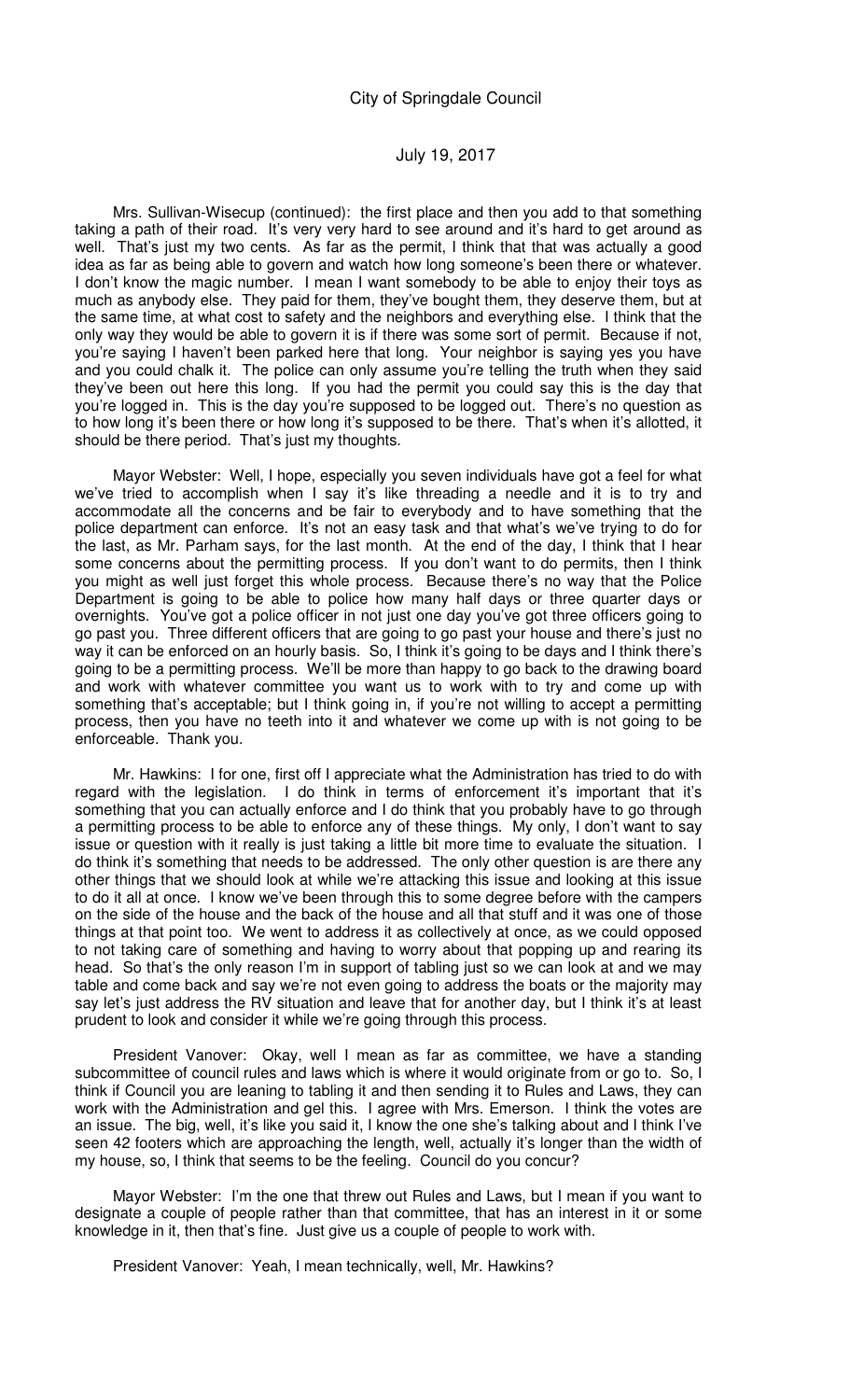Mrs. Sullivan-Wisecup (continued): the first place and then you add to that something taking a path of their road. It's very very hard to see around and it's hard to get around as well. That's just my two cents. As far as the permit, I think that that was actually a good idea as far as being able to govern and watch how long someone's been there or whatever. I don't know the magic number. I mean I want somebody to be able to enjoy their toys as much as anybody else. They paid for them, they've bought them, they deserve them, but at the same time, at what cost to safety and the neighbors and everything else. I think that the only way they would be able to govern it is if there was some sort of permit. Because if not, you're saying I haven't been parked here that long. Your neighbor is saying yes you have and you could chalk it. The police can only assume you're telling the truth when they said they've been out here this long. If you had the permit you could say this is the day that you're logged in. This is the day you're supposed to be logged out. There's no question as to how long it's been there or how long it's supposed to be there. That's when it's allotted, it should be there period. That's just my thoughts.

Mayor Webster: Well, I hope, especially you seven individuals have got a feel for what we've tried to accomplish when I say it's like threading a needle and it is to try and accommodate all the concerns and be fair to everybody and to have something that the police department can enforce. It's not an easy task and that what's we've trying to do for the last, as Mr. Parham says, for the last month. At the end of the day, I think that I hear some concerns about the permitting process. If you don't want to do permits, then I think you might as well just forget this whole process. Because there's no way that the Police Department is going to be able to police how many half days or three quarter days or overnights. You've got a police officer in not just one day you've got three officers going to go past you. Three different officers that are going to go past your house and there's just no way it can be enforced on an hourly basis. So, I think it's going to be days and I think there's going to be a permitting process. We'll be more than happy to go back to the drawing board and work with whatever committee you want us to work with to try and come up with something that's acceptable; but I think going in, if you're not willing to accept a permitting process, then you have no teeth into it and whatever we come up with is not going to be enforceable. Thank you.

Mr. Hawkins: I for one, first off I appreciate what the Administration has tried to do with regard with the legislation. I do think in terms of enforcement it's important that it's something that you can actually enforce and I do think that you probably have to go through a permitting process to be able to enforce any of these things. My only, I don't want to say issue or question with it really is just taking a little bit more time to evaluate the situation. I do think it's something that needs to be addressed. The only other question is are there any other things that we should look at while we're attacking this issue and looking at this issue to do it all at once. I know we've been through this to some degree before with the campers on the side of the house and the back of the house and all that stuff and it was one of those things at that point too. We went to address it as collectively at once, as we could opposed to not taking care of something and having to worry about that popping up and rearing its head. So that's the only reason I'm in support of tabling just so we can look at and we may table and come back and say we're not even going to address the boats or the majority may say let's just address the RV situation and leave that for another day, but I think it's at least prudent to look and consider it while we're going through this process.

President Vanover: Okay, well I mean as far as committee, we have a standing subcommittee of council rules and laws which is where it would originate from or go to. So, I think if Council you are leaning to tabling it and then sending it to Rules and Laws, they can work with the Administration and gel this. I agree with Mrs. Emerson. I think the votes are an issue. The big, well, it's like you said it, I know the one she's talking about and I think I've seen 42 footers which are approaching the length, well, actually it's longer than the width of my house, so, I think that seems to be the feeling. Council do you concur?

Mayor Webster: I'm the one that threw out Rules and Laws, but I mean if you want to designate a couple of people rather than that committee, that has an interest in it or some knowledge in it, then that's fine. Just give us a couple of people to work with.

President Vanover: Yeah, I mean technically, well, Mr. Hawkins?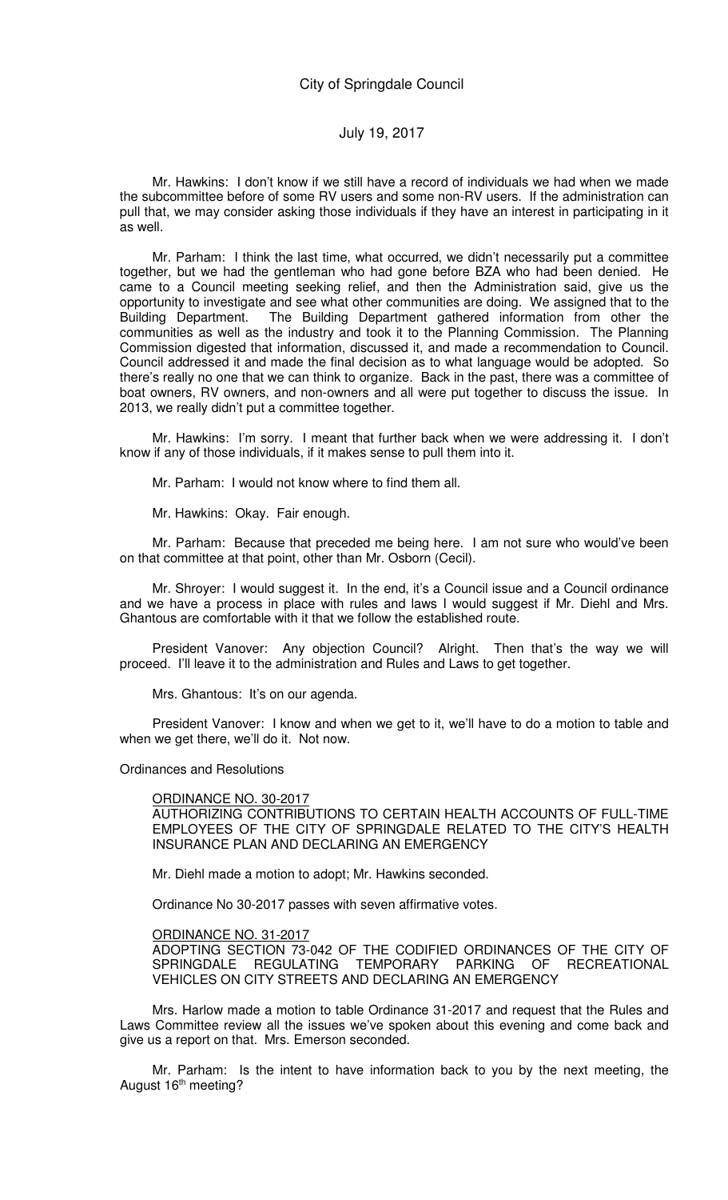Mr. Hawkins: I don't know if we still have a record of individuals we had when we made the subcommittee before of some RV users and some non-RV users. If the administration can pull that, we may consider asking those individuals if they have an interest in participating in it as well.

Mr. Parham: I think the last time, what occurred, we didn't necessarily put a committee together, but we had the gentleman who had gone before BZA who had been denied. He came to a Council meeting seeking relief, and then the Administration said, give us the opportunity to investigate and see what other communities are doing. We assigned that to the Building Department. The Building Department gathered information from other the communities as well as the industry and took it to the Planning Commission. The Planning Commission digested that information, discussed it, and made a recommendation to Council. Council addressed it and made the final decision as to what language would be adopted. So there's really no one that we can think to organize. Back in the past, there was a committee of boat owners, RV owners, and non-owners and all were put together to discuss the issue. In 2013, we really didn't put a committee together.

Mr. Hawkins: I'm sorry. I meant that further back when we were addressing it. I don't know if any of those individuals, if it makes sense to pull them into it.

Mr. Parham: I would not know where to find them all.

Mr. Hawkins: Okay. Fair enough.

Mr. Parham: Because that preceded me being here. I am not sure who would've been on that committee at that point, other than Mr. Osborn (Cecil).

Mr. Shroyer: I would suggest it. In the end, it's a Council issue and a Council ordinance and we have a process in place with rules and laws I would suggest if Mr. Diehl and Mrs. Ghantous are comfortable with it that we follow the established route.

President Vanover: Any objection Council? Alright. Then that's the way we will proceed. I'll leave it to the administration and Rules and Laws to get together.

Mrs. Ghantous: It's on our agenda.

President Vanover: I know and when we get to it, we'll have to do a motion to table and when we get there, we'll do it. Not now.

Ordinances and Resolutions

ORDINANCE NO. 30-2017
AUTHORIZING CONTRIBUTIONS TO CERTAIN HEALTH ACCOUNTS OF FULL-TIME EMPLOYEES OF THE CITY OF SPRINGDALE RELATED TO THE CITY'S HEALTH INSURANCE PLAN AND DECLARING AN EMERGENCY

Mr. Diehl made a motion to adopt; Mr. Hawkins seconded.

Ordinance No 30-2017 passes with seven affirmative votes.

ORDINANCE NO. 31-2017
ADOPTING SECTION 73-042 OF THE CODIFIED ORDINANCES OF THE CITY OF SPRINGDALE REGULATING TEMPORARY PARKING OF RECREATIONAL VEHICLES ON CITY STREETS AND DECLARING AN EMERGENCY

Mrs. Harlow made a motion to table Ordinance 31-2017 and request that the Rules and Laws Committee review all the issues we've spoken about this evening and come back and give us a report on that. Mrs. Emerson seconded.

Mr. Parham: Is the intent to have information back to you by the next meeting, the August 16th meeting?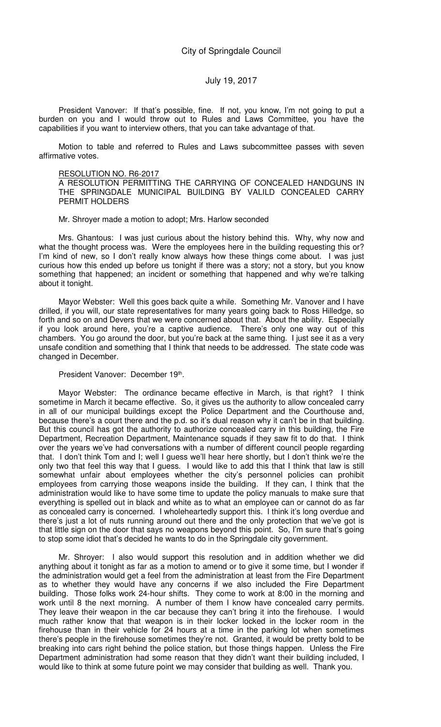President Vanover: If that's possible, fine. If not, you know, I'm not going to put a burden on you and I would throw out to Rules and Laws Committee, you have the capabilities if you want to interview others, that you can take advantage of that.

Motion to table and referred to Rules and Laws subcommittee passes with seven affirmative votes.

RESOLUTION NO. R6-2017
A RESOLUTION PERMITTING THE CARRYING OF CONCEALED HANDGUNS IN THE SPRINGDALE MUNICIPAL BUILDING BY VALILD CONCEALED CARRY PERMIT HOLDERS

Mr. Shroyer made a motion to adopt; Mrs. Harlow seconded

Mrs. Ghantous: I was just curious about the history behind this. Why, why now and what the thought process was. Were the employees here in the building requesting this or? I'm kind of new, so I don't really know always how these things come about. I was just curious how this ended up before us tonight if there was a story; not a story, but you know something that happened; an incident or something that happened and why we're talking about it tonight.

Mayor Webster: Well this goes back quite a while. Something Mr. Vanover and I have drilled, if you will, our state representatives for many years going back to Ross Hilledge, so forth and so on and Devers that we were concerned about that. About the ability. Especially if you look around here, you're a captive audience. There's only one way out of this chambers. You go around the door, but you're back at the same thing. I just see it as a very unsafe condition and something that I think that needs to be addressed. The state code was changed in December.

President Vanover: December 19th.

Mayor Webster: The ordinance became effective in March, is that right? I think sometime in March it became effective. So, it gives us the authority to allow concealed carry in all of our municipal buildings except the Police Department and the Courthouse and, because there's a court there and the p.d. so it's dual reason why it can't be in that building. But this council has got the authority to authorize concealed carry in this building, the Fire Department, Recreation Department, Maintenance squads if they saw fit to do that. I think over the years we've had conversations with a number of different council people regarding that. I don't think Tom and I; well I guess we'll hear here shortly, but I don't think we're the only two that feel this way that I guess. I would like to add this that I think that law is still somewhat unfair about employees whether the city's personnel policies can prohibit employees from carrying those weapons inside the building. If they can, I think that the administration would like to have some time to update the policy manuals to make sure that everything is spelled out in black and white as to what an employee can or cannot do as far as concealed carry is concerned. I wholeheartedly support this. I think it's long overdue and there's just a lot of nuts running around out there and the only protection that we've got is that little sign on the door that says no weapons beyond this point. So, I'm sure that's going to stop some idiot that's decided he wants to do in the Springdale city government.

Mr. Shroyer: I also would support this resolution and in addition whether we did anything about it tonight as far as a motion to amend or to give it some time, but I wonder if the administration would get a feel from the administration at least from the Fire Department as to whether they would have any concerns if we also included the Fire Department building. Those folks work 24-hour shifts. They come to work at 8:00 in the morning and work until 8 the next morning. A number of them I know have concealed carry permits. They leave their weapon in the car because they can't bring it into the firehouse. I would much rather know that that weapon is in their locker locked in the locker room in the firehouse than in their vehicle for 24 hours at a time in the parking lot when sometimes there's people in the firehouse sometimes they're not. Granted, it would be pretty bold to be breaking into cars right behind the police station, but those things happen. Unless the Fire Department administration had some reason that they didn't want their building included, I would like to think at some future point we may consider that building as well. Thank you.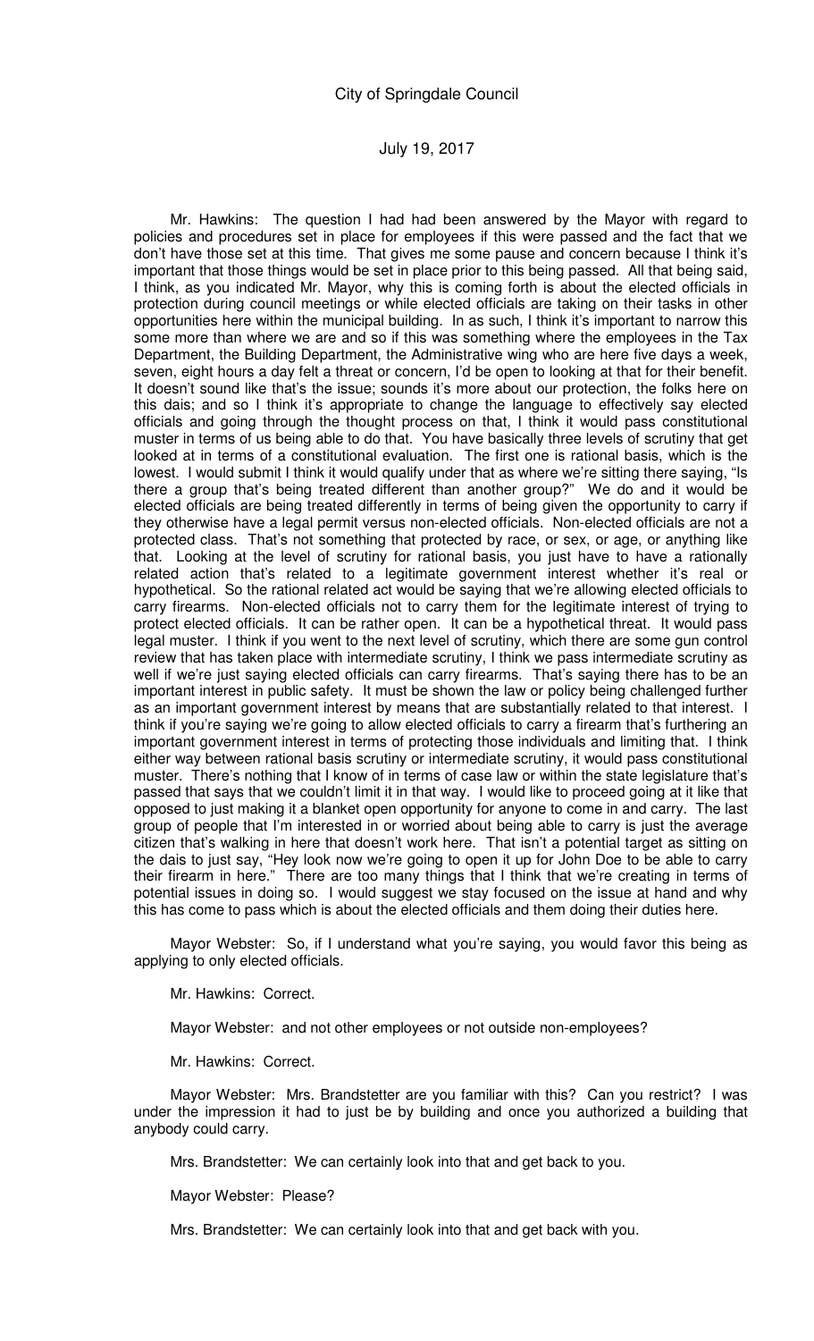Mr. Hawkins: The question I had had been answered by the Mayor with regard to policies and procedures set in place for employees if this were passed and the fact that we don't have those set at this time. That gives me some pause and concern because I think it's important that those things would be set in place prior to this being passed. All that being said, I think, as you indicated Mr. Mayor, why this is coming forth is about the elected officials in protection during council meetings or while elected officials are taking on their tasks in other opportunities here within the municipal building. In as such, I think it's important to narrow this some more than where we are and so if this was something where the employees in the Tax Department, the Building Department, the Administrative wing who are here five days a week, seven, eight hours a day felt a threat or concern, I'd be open to looking at that for their benefit. It doesn't sound like that's the issue; sounds it's more about our protection, the folks here on this dais; and so I think it's appropriate to change the language to effectively say elected officials and going through the thought process on that, I think it would pass constitutional muster in terms of us being able to do that. You have basically three levels of scrutiny that get looked at in terms of a constitutional evaluation. The first one is rational basis, which is the lowest. I would submit I think it would qualify under that as where we're sitting there saying, "Is there a group that's being treated different than another group?" We do and it would be elected officials are being treated differently in terms of being given the opportunity to carry if they otherwise have a legal permit versus non-elected officials. Non-elected officials are not a protected class. That's not something that protected by race, or sex, or age, or anything like that. Looking at the level of scrutiny for rational basis, you just have to have a rationally related action that's related to a legitimate government interest whether it's real or hypothetical. So the rational related act would be saying that we're allowing elected officials to carry firearms. Non-elected officials not to carry them for the legitimate interest of trying to protect elected officials. It can be rather open. It can be a hypothetical threat. It would pass legal muster. I think if you went to the next level of scrutiny, which there are some gun control review that has taken place with intermediate scrutiny, I think we pass intermediate scrutiny as well if we're just saying elected officials can carry firearms. That's saying there has to be an important interest in public safety. It must be shown the law or policy being challenged further as an important government interest by means that are substantially related to that interest. I think if you're saying we're going to allow elected officials to carry a firearm that's furthering an important government interest in terms of protecting those individuals and limiting that. I think either way between rational basis scrutiny or intermediate scrutiny, it would pass constitutional muster. There's nothing that I know of in terms of case law or within the state legislature that's passed that says that we couldn't limit it in that way. I would like to proceed going at it like that opposed to just making it a blanket open opportunity for anyone to come in and carry. The last group of people that I'm interested in or worried about being able to carry is just the average citizen that's walking in here that doesn't work here. That isn't a potential target as sitting on the dais to just say, "Hey look now we're going to open it up for John Doe to be able to carry their firearm in here." There are too many things that I think that we're creating in terms of potential issues in doing so. I would suggest we stay focused on the issue at hand and why this has come to pass which is about the elected officials and them doing their duties here.

Mayor Webster: So, if I understand what you're saying, you would favor this being as applying to only elected officials.

Mr. Hawkins: Correct.

Mayor Webster: and not other employees or not outside non-employees?

Mr. Hawkins: Correct.

Mayor Webster: Mrs. Brandstetter are you familiar with this? Can you restrict? I was under the impression it had to just be by building and once you authorized a building that anybody could carry.

Mrs. Brandstetter: We can certainly look into that and get back to you.

Mayor Webster: Please?

Mrs. Brandstetter: We can certainly look into that and get back with you.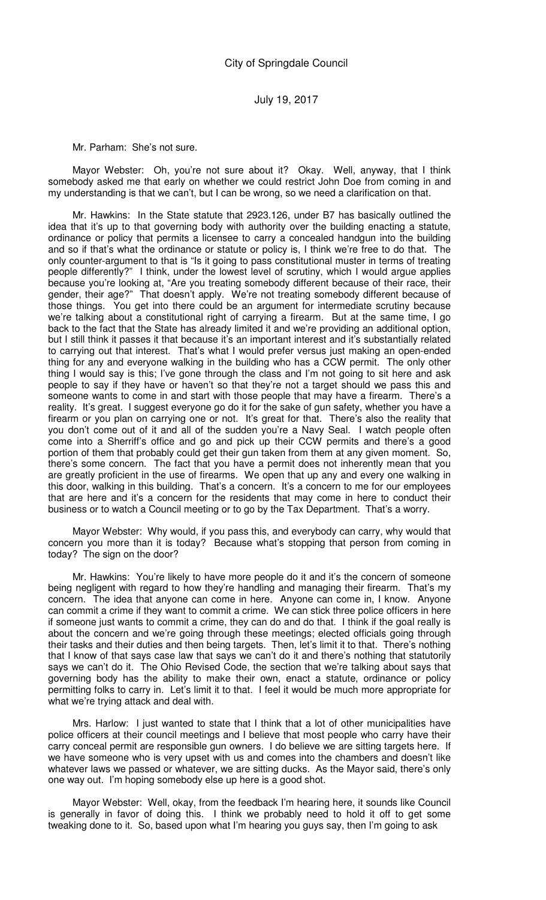Mr. Parham: She's not sure.

Mayor Webster: Oh, you're not sure about it? Okay. Well, anyway, that I think somebody asked me that early on whether we could restrict John Doe from coming in and my understanding is that we can't, but I can be wrong, so we need a clarification on that.

Mr. Hawkins: In the State statute that 2923.126, under B7 has basically outlined the idea that it's up to that governing body with authority over the building enacting a statute, ordinance or policy that permits a licensee to carry a concealed handgun into the building and so if that's what the ordinance or statute or policy is, I think we're free to do that. The only counter-argument to that is "Is it going to pass constitutional muster in terms of treating people differently?" I think, under the lowest level of scrutiny, which I would argue applies because you're looking at, "Are you treating somebody different because of their race, their gender, their age?" That doesn't apply. We're not treating somebody different because of those things. You get into there could be an argument for intermediate scrutiny because we're talking about a constitutional right of carrying a firearm. But at the same time, I go back to the fact that the State has already limited it and we're providing an additional option, but I still think it passes it that because it's an important interest and it's substantially related to carrying out that interest. That's what I would prefer versus just making an open-ended thing for any and everyone walking in the building who has a CCW permit. The only other thing I would say is this; I've gone through the class and I'm not going to sit here and ask people to say if they have or haven't so that they're not a target should we pass this and someone wants to come in and start with those people that may have a firearm. There's a reality. It's great. I suggest everyone go do it for the sake of gun safety, whether you have a firearm or you plan on carrying one or not. It's great for that. There's also the reality that you don't come out of it and all of the sudden you're a Navy Seal. I watch people often come into a Sherriff's office and go and pick up their CCW permits and there's a good portion of them that probably could get their gun taken from them at any given moment. So, there's some concern. The fact that you have a permit does not inherently mean that you are greatly proficient in the use of firearms. We open that up any and every one walking in this door, walking in this building. That's a concern. It's a concern to me for our employees that are here and it's a concern for the residents that may come in here to conduct their business or to watch a Council meeting or to go by the Tax Department. That's a worry.

Mayor Webster: Why would, if you pass this, and everybody can carry, why would that concern you more than it is today? Because what's stopping that person from coming in today? The sign on the door?

Mr. Hawkins: You're likely to have more people do it and it's the concern of someone being negligent with regard to how they're handling and managing their firearm. That's my concern. The idea that anyone can come in here. Anyone can come in, I know. Anyone can commit a crime if they want to commit a crime. We can stick three police officers in here if someone just wants to commit a crime, they can do and do that. I think if the goal really is about the concern and we're going through these meetings; elected officials going through their tasks and their duties and then being targets. Then, let's limit it to that. There's nothing that I know of that says case law that says we can't do it and there's nothing that statutorily says we can't do it. The Ohio Revised Code, the section that we're talking about says that governing body has the ability to make their own, enact a statute, ordinance or policy permitting folks to carry in. Let's limit it to that. I feel it would be much more appropriate for what we're trying attack and deal with.

Mrs. Harlow: I just wanted to state that I think that a lot of other municipalities have police officers at their council meetings and I believe that most people who carry have their carry conceal permit are responsible gun owners. I do believe we are sitting targets here. If we have someone who is very upset with us and comes into the chambers and doesn't like whatever laws we passed or whatever, we are sitting ducks. As the Mayor said, there's only one way out. I'm hoping somebody else up here is a good shot.

Mayor Webster: Well, okay, from the feedback I'm hearing here, it sounds like Council is generally in favor of doing this. I think we probably need to hold it off to get some tweaking done to it. So, based upon what I'm hearing you guys say, then I'm going to ask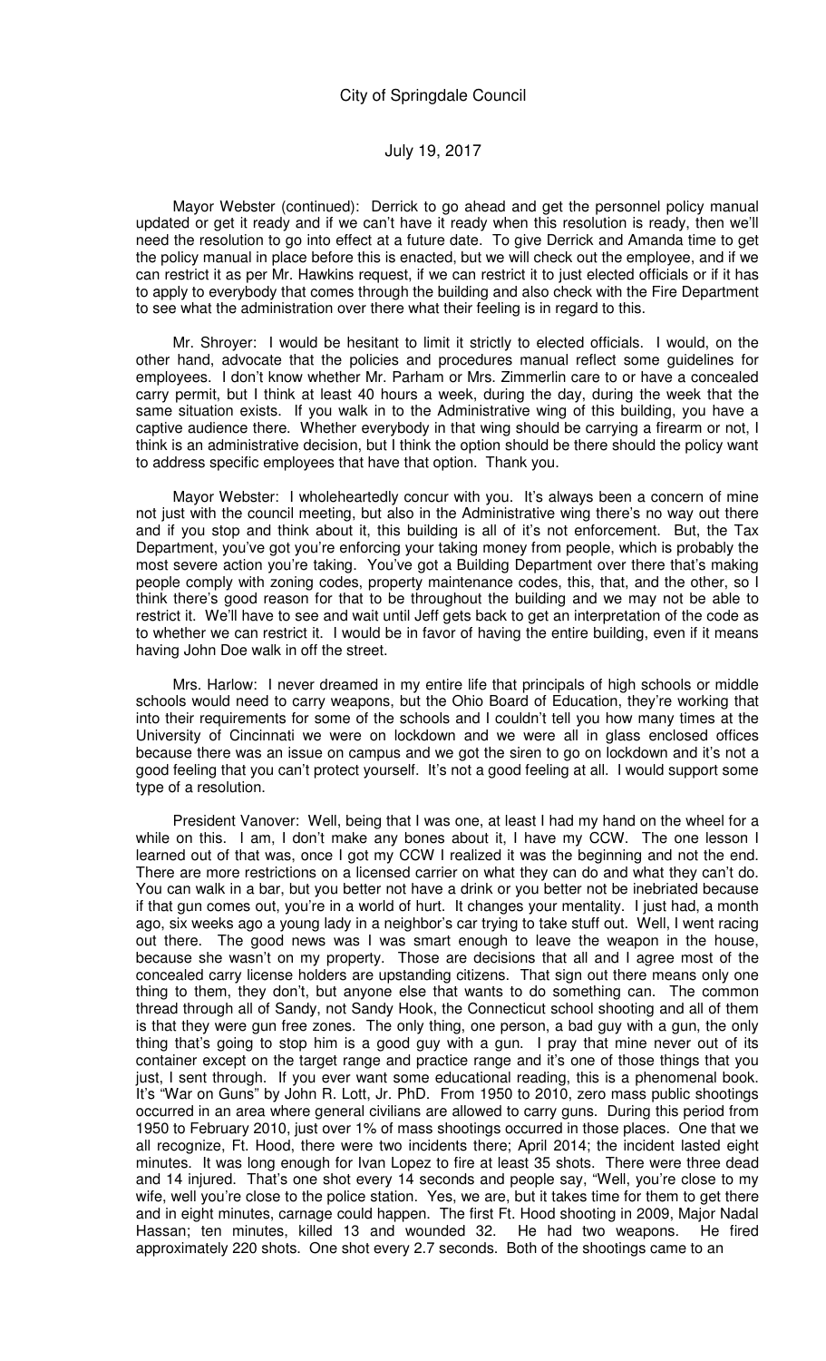Mayor Webster (continued): Derrick to go ahead and get the personnel policy manual updated or get it ready and if we can't have it ready when this resolution is ready, then we'll need the resolution to go into effect at a future date. To give Derrick and Amanda time to get the policy manual in place before this is enacted, but we will check out the employee, and if we can restrict it as per Mr. Hawkins request, if we can restrict it to just elected officials or if it has to apply to everybody that comes through the building and also check with the Fire Department to see what the administration over there what their feeling is in regard to this.

Mr. Shroyer: I would be hesitant to limit it strictly to elected officials. I would, on the other hand, advocate that the policies and procedures manual reflect some guidelines for employees. I don't know whether Mr. Parham or Mrs. Zimmerlin care to or have a concealed carry permit, but I think at least 40 hours a week, during the day, during the week that the same situation exists. If you walk in to the Administrative wing of this building, you have a captive audience there. Whether everybody in that wing should be carrying a firearm or not, I think is an administrative decision, but I think the option should be there should the policy want to address specific employees that have that option. Thank you.

Mayor Webster: I wholeheartedly concur with you. It's always been a concern of mine not just with the council meeting, but also in the Administrative wing there's no way out there and if you stop and think about it, this building is all of it's not enforcement. But, the Tax Department, you've got you're enforcing your taking money from people, which is probably the most severe action you're taking. You've got a Building Department over there that's making people comply with zoning codes, property maintenance codes, this, that, and the other, so I think there's good reason for that to be throughout the building and we may not be able to restrict it. We'll have to see and wait until Jeff gets back to get an interpretation of the code as to whether we can restrict it. I would be in favor of having the entire building, even if it means having John Doe walk in off the street.

Mrs. Harlow: I never dreamed in my entire life that principals of high schools or middle schools would need to carry weapons, but the Ohio Board of Education, they're working that into their requirements for some of the schools and I couldn't tell you how many times at the University of Cincinnati we were on lockdown and we were all in glass enclosed offices because there was an issue on campus and we got the siren to go on lockdown and it's not a good feeling that you can't protect yourself. It's not a good feeling at all. I would support some type of a resolution.

President Vanover: Well, being that I was one, at least I had my hand on the wheel for a while on this. I am, I don't make any bones about it, I have my CCW. The one lesson I learned out of that was, once I got my CCW I realized it was the beginning and not the end. There are more restrictions on a licensed carrier on what they can do and what they can't do. You can walk in a bar, but you better not have a drink or you better not be inebriated because if that gun comes out, you're in a world of hurt. It changes your mentality. I just had, a month ago, six weeks ago a young lady in a neighbor's car trying to take stuff out. Well, I went racing out there. The good news was I was smart enough to leave the weapon in the house, because she wasn't on my property. Those are decisions that all and I agree most of the concealed carry license holders are upstanding citizens. That sign out there means only one thing to them, they don't, but anyone else that wants to do something can. The common thread through all of Sandy, not Sandy Hook, the Connecticut school shooting and all of them is that they were gun free zones. The only thing, one person, a bad guy with a gun, the only thing that's going to stop him is a good guy with a gun. I pray that mine never out of its container except on the target range and practice range and it's one of those things that you just, I sent through. If you ever want some educational reading, this is a phenomenal book. It's "War on Guns" by John R. Lott, Jr. PhD. From 1950 to 2010, zero mass public shootings occurred in an area where general civilians are allowed to carry guns. During this period from 1950 to February 2010, just over 1% of mass shootings occurred in those places. One that we all recognize, Ft. Hood, there were two incidents there; April 2014; the incident lasted eight minutes. It was long enough for Ivan Lopez to fire at least 35 shots. There were three dead and 14 injured. That's one shot every 14 seconds and people say, "Well, you're close to my wife, well you're close to the police station. Yes, we are, but it takes time for them to get there and in eight minutes, carnage could happen. The first Ft. Hood shooting in 2009, Major Nadal Hassan; ten minutes, killed 13 and wounded 32. He had two weapons. He fired approximately 220 shots. One shot every 2.7 seconds. Both of the shootings came to an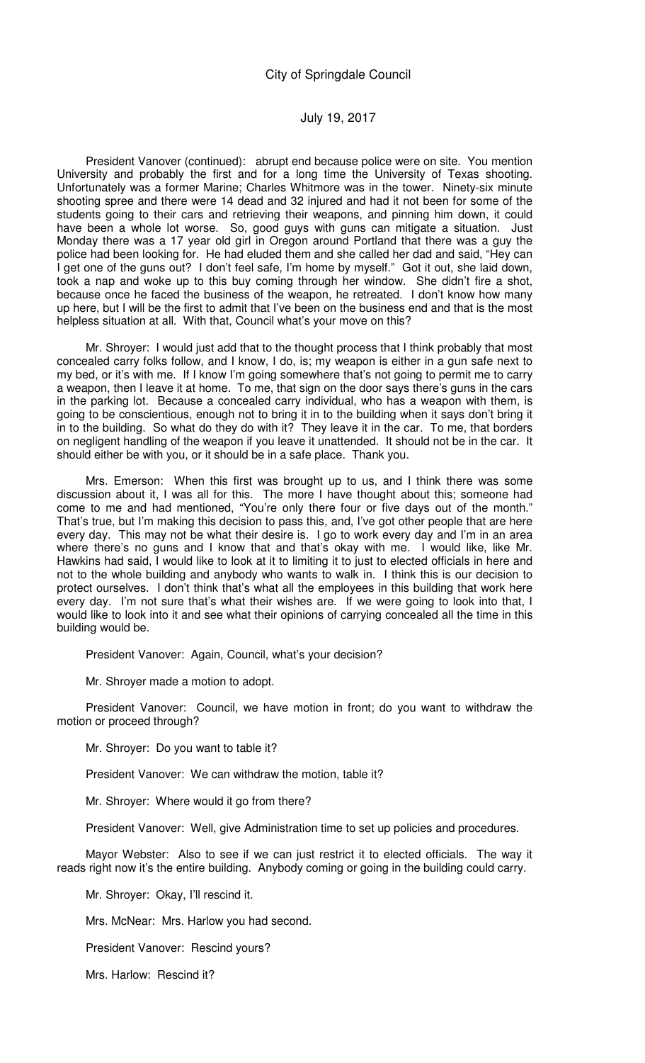President Vanover (continued): abrupt end because police were on site. You mention University and probably the first and for a long time the University of Texas shooting. Unfortunately was a former Marine; Charles Whitmore was in the tower. Ninety-six minute shooting spree and there were 14 dead and 32 injured and had it not been for some of the students going to their cars and retrieving their weapons, and pinning him down, it could have been a whole lot worse. So, good guys with guns can mitigate a situation. Just Monday there was a 17 year old girl in Oregon around Portland that there was a guy the police had been looking for. He had eluded them and she called her dad and said, "Hey can I get one of the guns out? I don't feel safe, I'm home by myself." Got it out, she laid down, took a nap and woke up to this buy coming through her window. She didn't fire a shot, because once he faced the business of the weapon, he retreated. I don't know how many up here, but I will be the first to admit that I've been on the business end and that is the most helpless situation at all. With that, Council what's your move on this?

Mr. Shroyer: I would just add that to the thought process that I think probably that most concealed carry folks follow, and I know, I do, is; my weapon is either in a gun safe next to my bed, or it's with me. If I know I'm going somewhere that's not going to permit me to carry a weapon, then I leave it at home. To me, that sign on the door says there's guns in the cars in the parking lot. Because a concealed carry individual, who has a weapon with them, is going to be conscientious, enough not to bring it in to the building when it says don't bring it in to the building. So what do they do with it? They leave it in the car. To me, that borders on negligent handling of the weapon if you leave it unattended. It should not be in the car. It should either be with you, or it should be in a safe place. Thank you.

Mrs. Emerson: When this first was brought up to us, and I think there was some discussion about it, I was all for this. The more I have thought about this; someone had come to me and had mentioned, "You're only there four or five days out of the month." That's true, but I'm making this decision to pass this, and, I've got other people that are here every day. This may not be what their desire is. I go to work every day and I'm in an area where there's no guns and I know that and that's okay with me. I would like, like Mr. Hawkins had said, I would like to look at it to limiting it to just to elected officials in here and not to the whole building and anybody who wants to walk in. I think this is our decision to protect ourselves. I don't think that's what all the employees in this building that work here every day. I'm not sure that's what their wishes are. If we were going to look into that, I would like to look into it and see what their opinions of carrying concealed all the time in this building would be.

President Vanover: Again, Council, what's your decision?

Mr. Shroyer made a motion to adopt.

President Vanover: Council, we have motion in front; do you want to withdraw the motion or proceed through?

Mr. Shroyer: Do you want to table it?

President Vanover: We can withdraw the motion, table it?

Mr. Shroyer: Where would it go from there?

President Vanover: Well, give Administration time to set up policies and procedures.

Mayor Webster: Also to see if we can just restrict it to elected officials. The way it reads right now it's the entire building. Anybody coming or going in the building could carry.

Mr. Shroyer: Okay, I'll rescind it.

Mrs. McNear: Mrs. Harlow you had second.

President Vanover: Rescind yours?

Mrs. Harlow: Rescind it?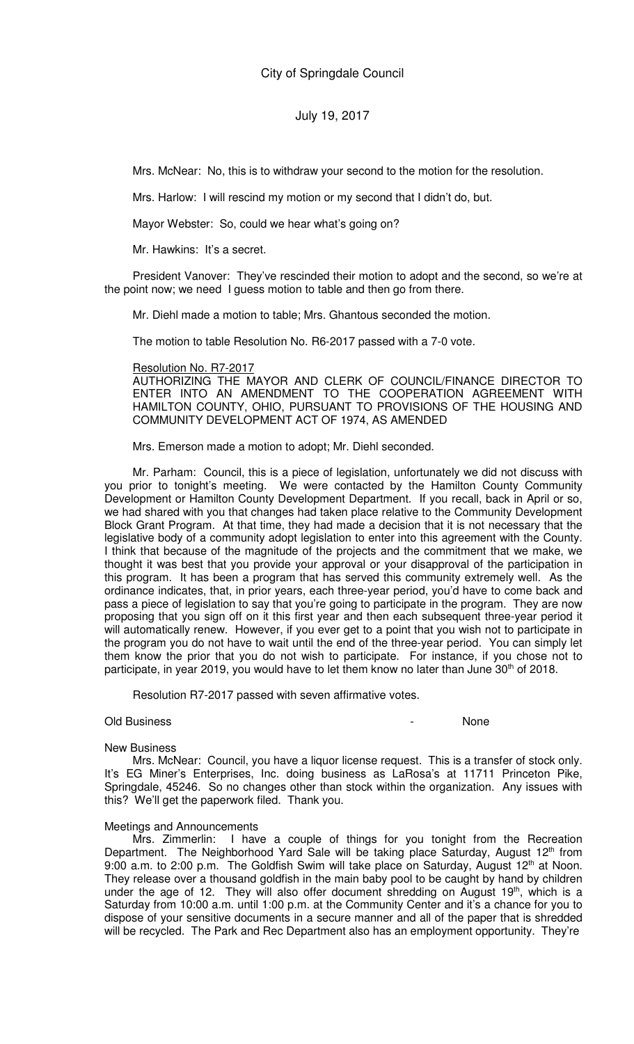Mrs. McNear: No, this is to withdraw your second to the motion for the resolution.

Mrs. Harlow: I will rescind my motion or my second that I didn't do, but.

Mayor Webster: So, could we hear what's going on?

Mr. Hawkins: It's a secret.

President Vanover: They've rescinded their motion to adopt and the second, so we're at the point now; we need I guess motion to table and then go from there.

Mr. Diehl made a motion to table; Mrs. Ghantous seconded the motion.

The motion to table Resolution No. R6-2017 passed with a 7-0 vote.

Resolution No. R7-2017

AUTHORIZING THE MAYOR AND CLERK OF COUNCIL/FINANCE DIRECTOR TO ENTER INTO AN AMENDMENT TO THE COOPERATION AGREEMENT WITH HAMILTON COUNTY, OHIO, PURSUANT TO PROVISIONS OF THE HOUSING AND COMMUNITY DEVELOPMENT ACT OF 1974, AS AMENDED

Mrs. Emerson made a motion to adopt; Mr. Diehl seconded.

Mr. Parham: Council, this is a piece of legislation, unfortunately we did not discuss with you prior to tonight's meeting. We were contacted by the Hamilton County Community Development or Hamilton County Development Department. If you recall, back in April or so, we had shared with you that changes had taken place relative to the Community Development Block Grant Program. At that time, they had made a decision that it is not necessary that the legislative body of a community adopt legislation to enter into this agreement with the County. I think that because of the magnitude of the projects and the commitment that we make, we thought it was best that you provide your approval or your disapproval of the participation in this program. It has been a program that has served this community extremely well. As the ordinance indicates, that, in prior years, each three-year period, you'd have to come back and pass a piece of legislation to say that you're going to participate in the program. They are now proposing that you sign off on it this first year and then each subsequent three-year period it will automatically renew. However, if you ever get to a point that you wish not to participate in the program you do not have to wait until the end of the three-year period. You can simply let them know the prior that you do not wish to participate. For instance, if you chose not to participate, in year 2019, you would have to let them know no later than June 30th of 2018.

Resolution R7-2017 passed with seven affirmative votes.

Old Business - None

New Business

Mrs. McNear: Council, you have a liquor license request. This is a transfer of stock only. It's EG Miner's Enterprises, Inc. doing business as LaRosa's at 11711 Princeton Pike, Springdale, 45246. So no changes other than stock within the organization. Any issues with this? We'll get the paperwork filed. Thank you.

Meetings and Announcements

Mrs. Zimmerlin: I have a couple of things for you tonight from the Recreation Department. The Neighborhood Yard Sale will be taking place Saturday, August 12th from 9:00 a.m. to 2:00 p.m. The Goldfish Swim will take place on Saturday, August 12th at Noon. They release over a thousand goldfish in the main baby pool to be caught by hand by children under the age of 12. They will also offer document shredding on August 19th, which is a Saturday from 10:00 a.m. until 1:00 p.m. at the Community Center and it's a chance for you to dispose of your sensitive documents in a secure manner and all of the paper that is shredded will be recycled. The Park and Rec Department also has an employment opportunity. They're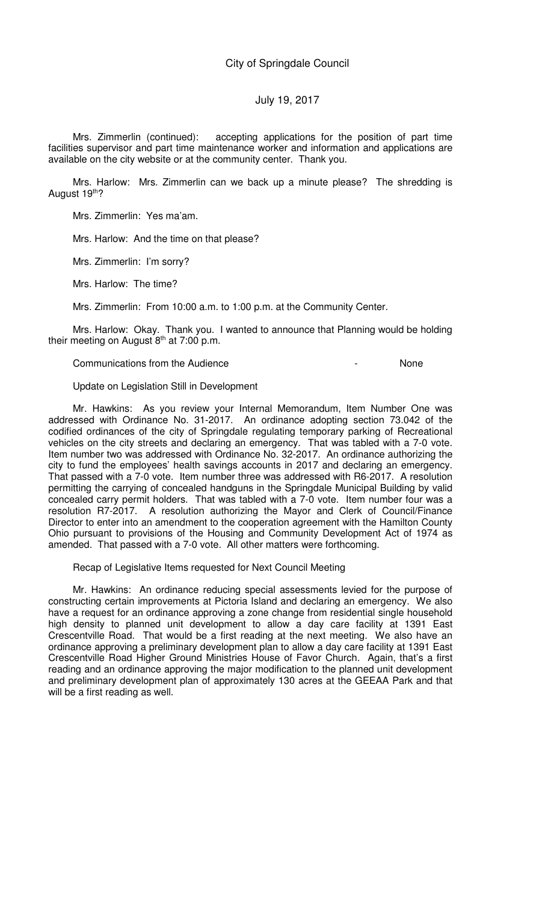Mrs. Zimmerlin (continued): accepting applications for the position of part time facilities supervisor and part time maintenance worker and information and applications are available on the city website or at the community center. Thank you.

Mrs. Harlow: Mrs. Zimmerlin can we back up a minute please? The shredding is August 19th?

Mrs. Zimmerlin: Yes ma'am.

Mrs. Harlow: And the time on that please?

Mrs. Zimmerlin: I'm sorry?

Mrs. Harlow: The time?

Mrs. Zimmerlin: From 10:00 a.m. to 1:00 p.m. at the Community Center.

Mrs. Harlow: Okay. Thank you. I wanted to announce that Planning would be holding their meeting on August 8th at 7:00 p.m.

Communications from the Audience - None

Update on Legislation Still in Development

Mr. Hawkins: As you review your Internal Memorandum, Item Number One was addressed with Ordinance No. 31-2017. An ordinance adopting section 73.042 of the codified ordinances of the city of Springdale regulating temporary parking of Recreational vehicles on the city streets and declaring an emergency. That was tabled with a 7-0 vote. Item number two was addressed with Ordinance No. 32-2017. An ordinance authorizing the city to fund the employees' health savings accounts in 2017 and declaring an emergency. That passed with a 7-0 vote. Item number three was addressed with R6-2017. A resolution permitting the carrying of concealed handguns in the Springdale Municipal Building by valid concealed carry permit holders. That was tabled with a 7-0 vote. Item number four was a resolution R7-2017. A resolution authorizing the Mayor and Clerk of Council/Finance Director to enter into an amendment to the cooperation agreement with the Hamilton County Ohio pursuant to provisions of the Housing and Community Development Act of 1974 as amended. That passed with a 7-0 vote. All other matters were forthcoming.

Recap of Legislative Items requested for Next Council Meeting

Mr. Hawkins: An ordinance reducing special assessments levied for the purpose of constructing certain improvements at Pictoria Island and declaring an emergency. We also have a request for an ordinance approving a zone change from residential single household high density to planned unit development to allow a day care facility at 1391 East Crescentville Road. That would be a first reading at the next meeting. We also have an ordinance approving a preliminary development plan to allow a day care facility at 1391 East Crescentville Road Higher Ground Ministries House of Favor Church. Again, that's a first reading and an ordinance approving the major modification to the planned unit development and preliminary development plan of approximately 130 acres at the GEEAA Park and that will be a first reading as well.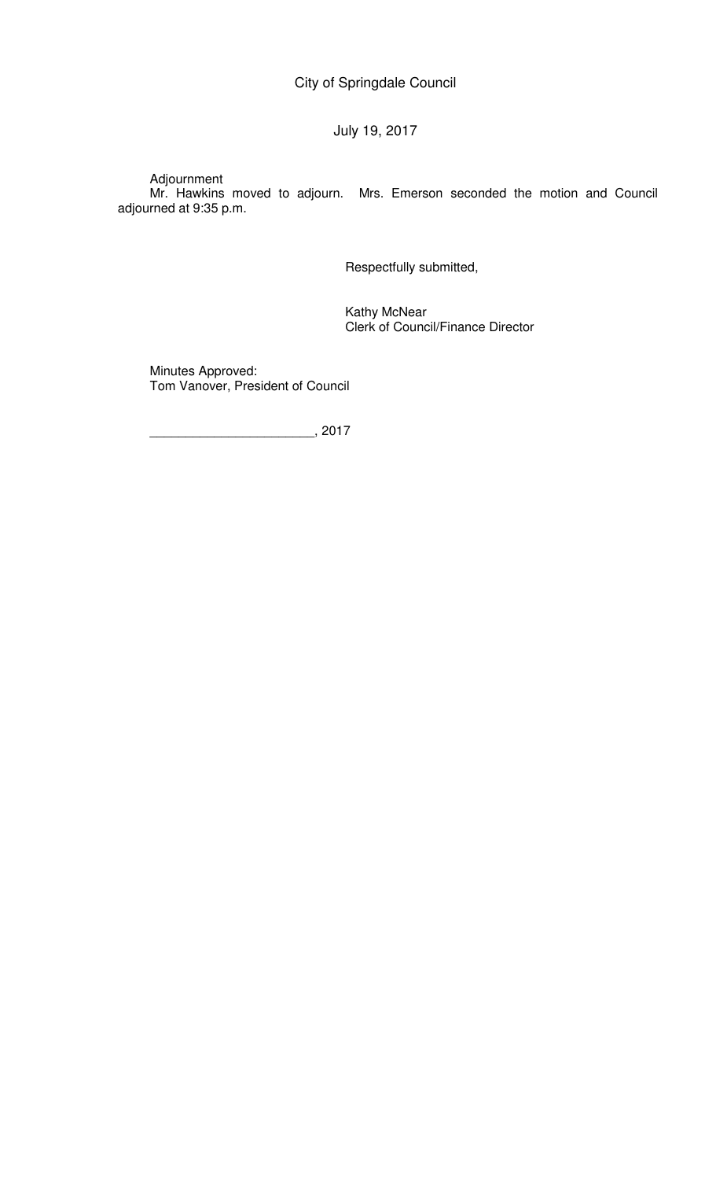City of Springdale Council

July 19, 2017

Adjournment

Mr. Hawkins moved to adjourn. Mrs. Emerson seconded the motion and Council adjourned at 9:35 p.m.

Respectfully submitted,

Kathy McNear
Clerk of Council/Finance Director

Minutes Approved:
Tom Vanover, President of Council

_______________________, 2017